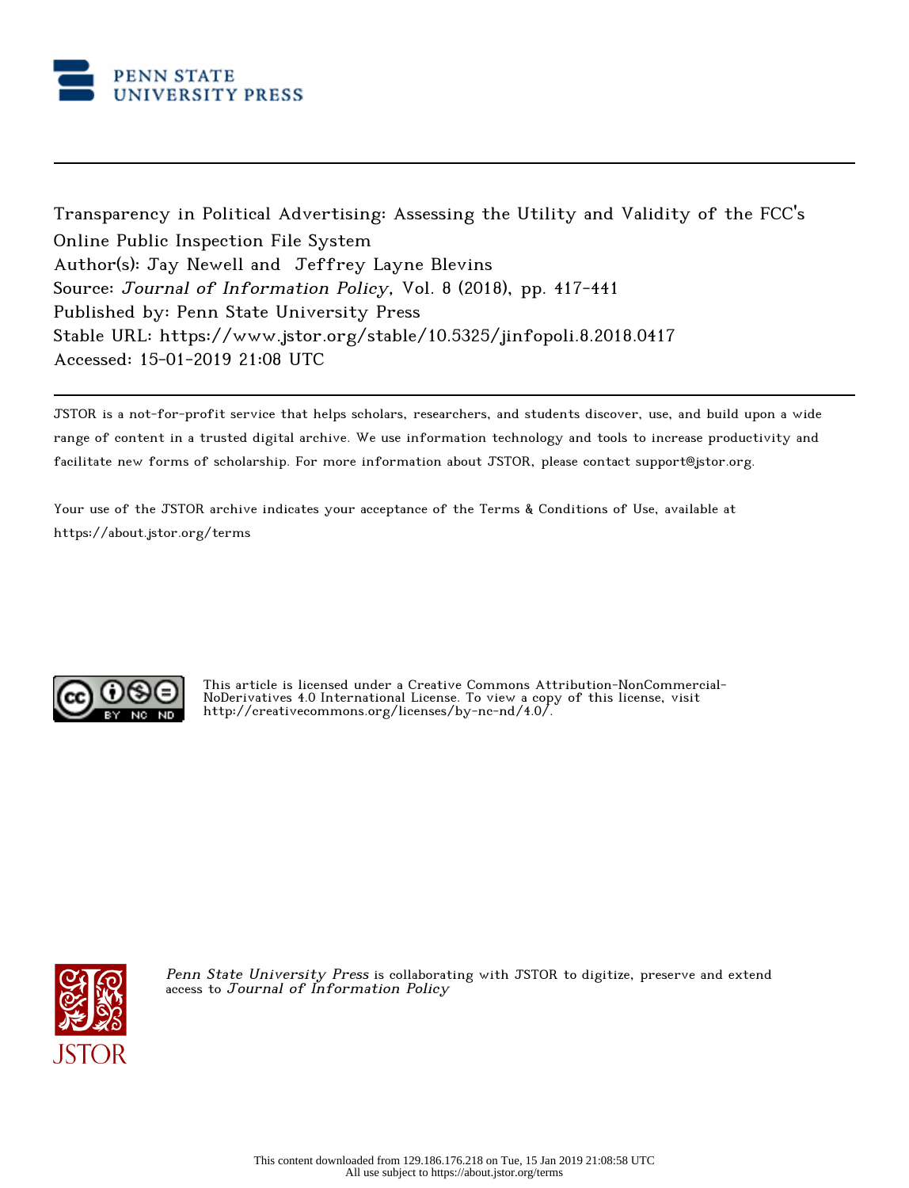PENN STATE
UNIVERSITY PRESS

---

Transparency in Political Advertising: Assessing the Utility and Validity of the FCC's Online Public Inspection File System
Author(s): Jay Newell and Jeffrey Layne Blevins
Source: *Journal of Information Policy*, Vol. 8 (2018), pp. 417-441
Published by: Penn State University Press
Stable URL: https://www.jstor.org/stable/10.5325/jinfopoli.8.2018.0417
Accessed: 15-01-2019 21:08 UTC

---

JSTOR is a not-for-profit service that helps scholars, researchers, and students discover, use, and build upon a wide range of content in a trusted digital archive. We use information technology and tools to increase productivity and facilitate new forms of scholarship. For more information about JSTOR, please contact support@jstor.org.

Your use of the JSTOR archive indicates your acceptance of the Terms & Conditions of Use, available at https://about.jstor.org/terms

This article is licensed under a Creative Commons Attribution-NonCommercial-NoDerivatives 4.0 International License. To view a copy of this license, visit http://creativecommons.org/licenses/by-nc-nd/4.0/.

*Penn State University Press* is collaborating with JSTOR to digitize, preserve and extend access to *Journal of Information Policy*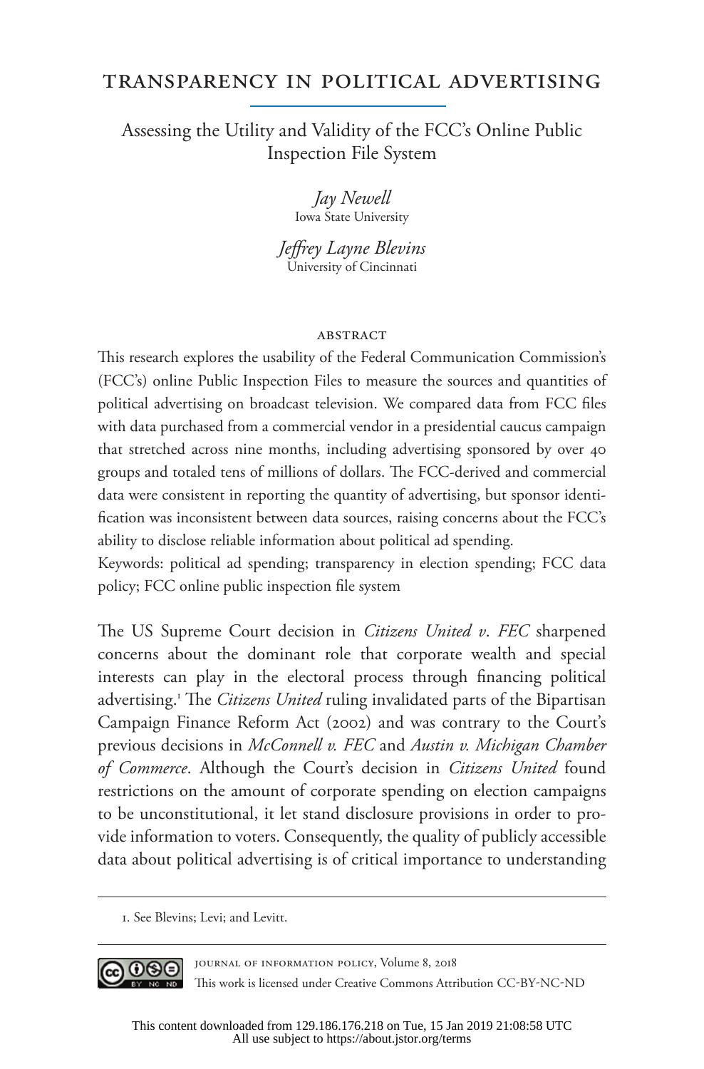# TRANSPARENCY IN POLITICAL ADVERTISING

## Assessing the Utility and Validity of the FCC's Online Public Inspection File System

*Jay Newell*
Iowa State University

*Jeffrey Layne Blevins*
University of Cincinnati

### ABSTRACT

This research explores the usability of the Federal Communication Commission's (FCC's) online Public Inspection Files to measure the sources and quantities of political advertising on broadcast television. We compared data from FCC files with data purchased from a commercial vendor in a presidential caucus campaign that stretched across nine months, including advertising sponsored by over 40 groups and totaled tens of millions of dollars. The FCC-derived and commercial data were consistent in reporting the quantity of advertising, but sponsor identification was inconsistent between data sources, raising concerns about the FCC's ability to disclose reliable information about political ad spending.

Keywords: political ad spending; transparency in election spending; FCC data policy; FCC online public inspection file system

The US Supreme Court decision in *Citizens United v. FEC* sharpened concerns about the dominant role that corporate wealth and special interests can play in the electoral process through financing political advertising.[1] The *Citizens United* ruling invalidated parts of the Bipartisan Campaign Finance Reform Act (2002) and was contrary to the Court's previous decisions in *McConnell v. FEC* and *Austin v. Michigan Chamber of Commerce*. Although the Court's decision in *Citizens United* found restrictions on the amount of corporate spending on election campaigns to be unconstitutional, it let stand disclosure provisions in order to provide information to voters. Consequently, the quality of publicly accessible data about political advertising is of critical importance to understanding

1. See Blevins; Levi; and Levitt.

JOURNAL OF INFORMATION POLICY, Volume 8, 2018
This work is licensed under Creative Commons Attribution CC-BY-NC-ND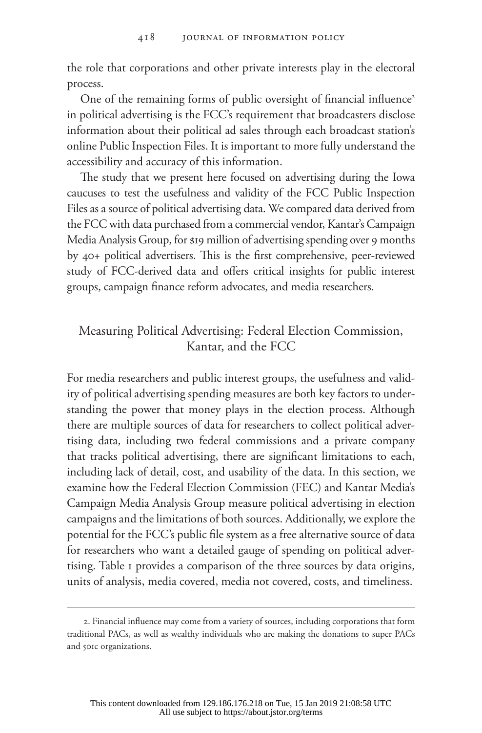the role that corporations and other private interests play in the electoral process.

One of the remaining forms of public oversight of financial influence[2] in political advertising is the FCC's requirement that broadcasters disclose information about their political ad sales through each broadcast station's online Public Inspection Files. It is important to more fully understand the accessibility and accuracy of this information.

The study that we present here focused on advertising during the Iowa caucuses to test the usefulness and validity of the FCC Public Inspection Files as a source of political advertising data. We compared data derived from the FCC with data purchased from a commercial vendor, Kantar's Campaign Media Analysis Group, for $19 million of advertising spending over 9 months by 40+ political advertisers. This is the first comprehensive, peer-reviewed study of FCC-derived data and offers critical insights for public interest groups, campaign finance reform advocates, and media researchers.

## Measuring Political Advertising: Federal Election Commission, Kantar, and the FCC

For media researchers and public interest groups, the usefulness and validity of political advertising spending measures are both key factors to understanding the power that money plays in the election process. Although there are multiple sources of data for researchers to collect political advertising data, including two federal commissions and a private company that tracks political advertising, there are significant limitations to each, including lack of detail, cost, and usability of the data. In this section, we examine how the Federal Election Commission (FEC) and Kantar Media's Campaign Media Analysis Group measure political advertising in election campaigns and the limitations of both sources. Additionally, we explore the potential for the FCC's public file system as a free alternative source of data for researchers who want a detailed gauge of spending on political advertising. Table 1 provides a comparison of the three sources by data origins, units of analysis, media covered, media not covered, costs, and timeliness.

2. Financial influence may come from a variety of sources, including corporations that form traditional PACs, as well as wealthy individuals who are making the donations to super PACs and 501c organizations.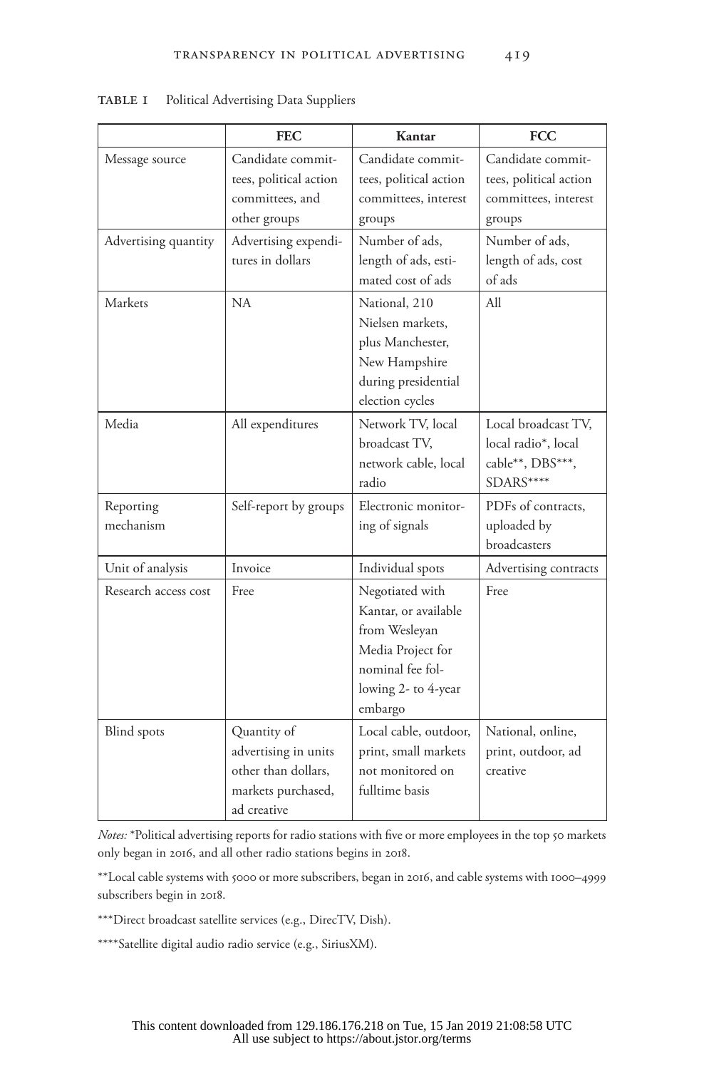TABLE 1 Political Advertising Data Suppliers

| | FEC | Kantar | FCC |
|---|---|---|---|
| Message source | Candidate committees, political action committees, and other groups | Candidate committees, political action committees, interest groups | Candidate committees, political action committees, interest groups |
| Advertising quantity | Advertising expenditures in dollars | Number of ads, length of ads, estimated cost of ads | Number of ads, length of ads, cost of ads |
| Markets | NA | National, 210 Nielsen markets, plus Manchester, New Hampshire during presidential election cycles | All |
| Media | All expenditures | Network TV, local broadcast TV, network cable, local radio | Local broadcast TV, local radio*, local cable**, DBS***, SDARS**** |
| Reporting mechanism | Self-report by groups | Electronic monitoring of signals | PDFs of contracts, uploaded by broadcasters |
| Unit of analysis | Invoice | Individual spots | Advertising contracts |
| Research access cost | Free | Negotiated with Kantar, or available from Wesleyan Media Project for nominal fee following 2- to 4-year embargo | Free |
| Blind spots | Quantity of advertising in units other than dollars, markets purchased, ad creative | Local cable, outdoor, print, small markets not monitored on fulltime basis | National, online, print, outdoor, ad creative |

*Notes:* *Political advertising reports for radio stations with five or more employees in the top 50 markets only began in 2016, and all other radio stations begins in 2018.

**Local cable systems with 5000 or more subscribers, began in 2016, and cable systems with 1000–4999 subscribers begin in 2018.

***Direct broadcast satellite services (e.g., DirecTV, Dish).

****Satellite digital audio radio service (e.g., SiriusXM).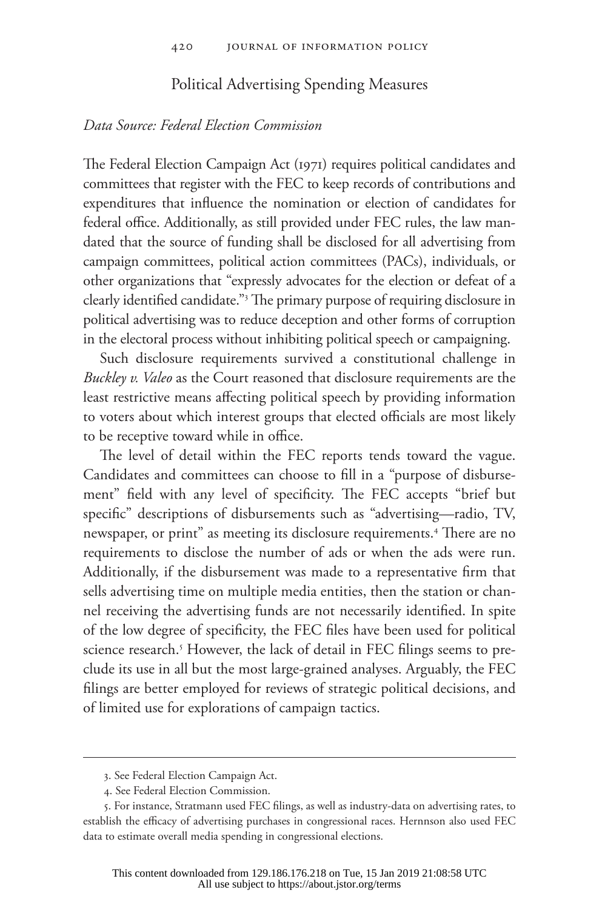## Political Advertising Spending Measures

*Data Source: Federal Election Commission*

The Federal Election Campaign Act (1971) requires political candidates and committees that register with the FEC to keep records of contributions and expenditures that influence the nomination or election of candidates for federal office. Additionally, as still provided under FEC rules, the law mandated that the source of funding shall be disclosed for all advertising from campaign committees, political action committees (PACs), individuals, or other organizations that "expressly advocates for the election or defeat of a clearly identified candidate."[3] The primary purpose of requiring disclosure in political advertising was to reduce deception and other forms of corruption in the electoral process without inhibiting political speech or campaigning.

Such disclosure requirements survived a constitutional challenge in *Buckley v. Valeo* as the Court reasoned that disclosure requirements are the least restrictive means affecting political speech by providing information to voters about which interest groups that elected officials are most likely to be receptive toward while in office.

The level of detail within the FEC reports tends toward the vague. Candidates and committees can choose to fill in a "purpose of disbursement" field with any level of specificity. The FEC accepts "brief but specific" descriptions of disbursements such as "advertising—radio, TV, newspaper, or print" as meeting its disclosure requirements.[4] There are no requirements to disclose the number of ads or when the ads were run. Additionally, if the disbursement was made to a representative firm that sells advertising time on multiple media entities, then the station or channel receiving the advertising funds are not necessarily identified. In spite of the low degree of specificity, the FEC files have been used for political science research.[5] However, the lack of detail in FEC filings seems to preclude its use in all but the most large-grained analyses. Arguably, the FEC filings are better employed for reviews of strategic political decisions, and of limited use for explorations of campaign tactics.

3. See Federal Election Campaign Act.

4. See Federal Election Commission.

5. For instance, Stratmann used FEC filings, as well as industry-data on advertising rates, to establish the efficacy of advertising purchases in congressional races. Hernnson also used FEC data to estimate overall media spending in congressional elections.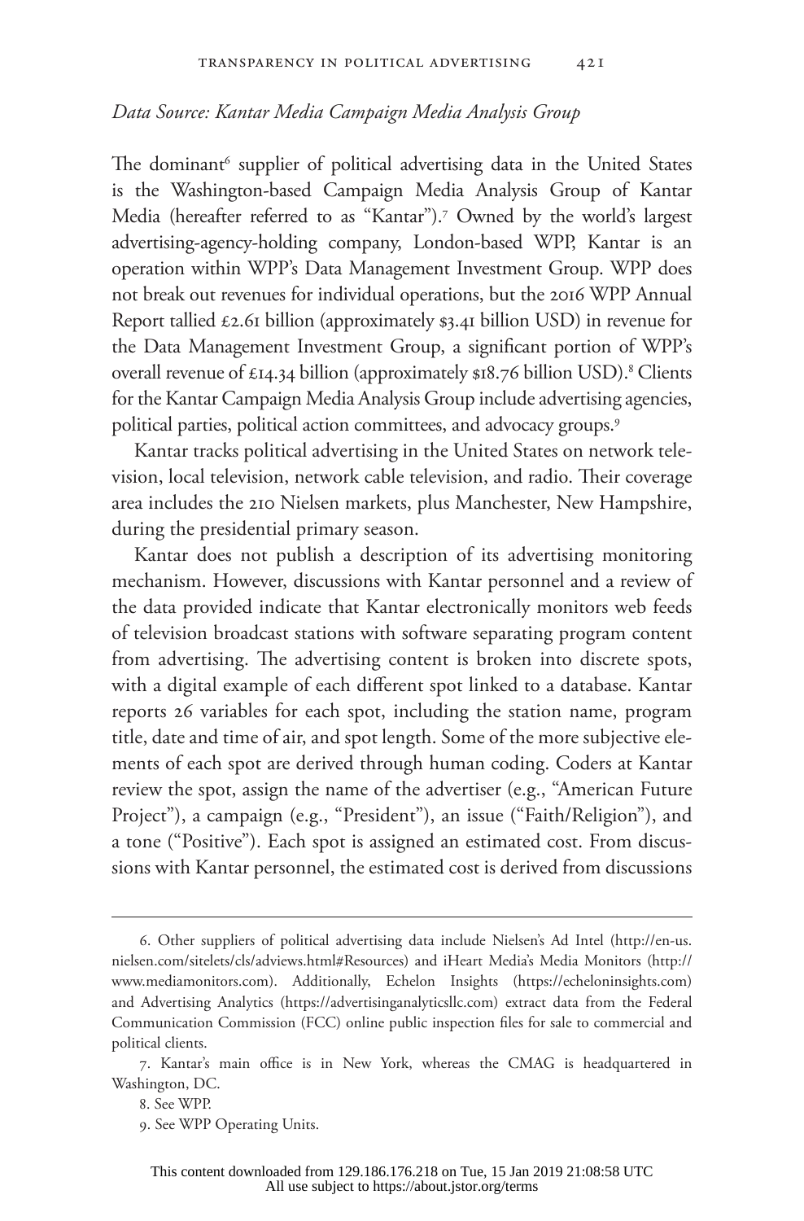*Data Source: Kantar Media Campaign Media Analysis Group*

The dominant[6] supplier of political advertising data in the United States is the Washington-based Campaign Media Analysis Group of Kantar Media (hereafter referred to as "Kantar").[7] Owned by the world's largest advertising-agency-holding company, London-based WPP, Kantar is an operation within WPP's Data Management Investment Group. WPP does not break out revenues for individual operations, but the 2016 WPP Annual Report tallied £2.61 billion (approximately $3.41 billion USD) in revenue for the Data Management Investment Group, a significant portion of WPP's overall revenue of £14.34 billion (approximately $18.76 billion USD).[8] Clients for the Kantar Campaign Media Analysis Group include advertising agencies, political parties, political action committees, and advocacy groups.[9]

Kantar tracks political advertising in the United States on network television, local television, network cable television, and radio. Their coverage area includes the 210 Nielsen markets, plus Manchester, New Hampshire, during the presidential primary season.

Kantar does not publish a description of its advertising monitoring mechanism. However, discussions with Kantar personnel and a review of the data provided indicate that Kantar electronically monitors web feeds of television broadcast stations with software separating program content from advertising. The advertising content is broken into discrete spots, with a digital example of each different spot linked to a database. Kantar reports 26 variables for each spot, including the station name, program title, date and time of air, and spot length. Some of the more subjective elements of each spot are derived through human coding. Coders at Kantar review the spot, assign the name of the advertiser (e.g., "American Future Project"), a campaign (e.g., "President"), an issue ("Faith/Religion"), and a tone ("Positive"). Each spot is assigned an estimated cost. From discussions with Kantar personnel, the estimated cost is derived from discussions

---

6. Other suppliers of political advertising data include Nielsen's Ad Intel (http://en-us.nielsen.com/sitelets/cls/adviews.html#Resources) and iHeart Media's Media Monitors (http://www.mediamonitors.com). Additionally, Echelon Insights (https://echeloninsights.com) and Advertising Analytics (https://advertisinganalyticsllc.com) extract data from the Federal Communication Commission (FCC) online public inspection files for sale to commercial and political clients.

7. Kantar's main office is in New York, whereas the CMAG is headquartered in Washington, DC.

8. See WPP.

9. See WPP Operating Units.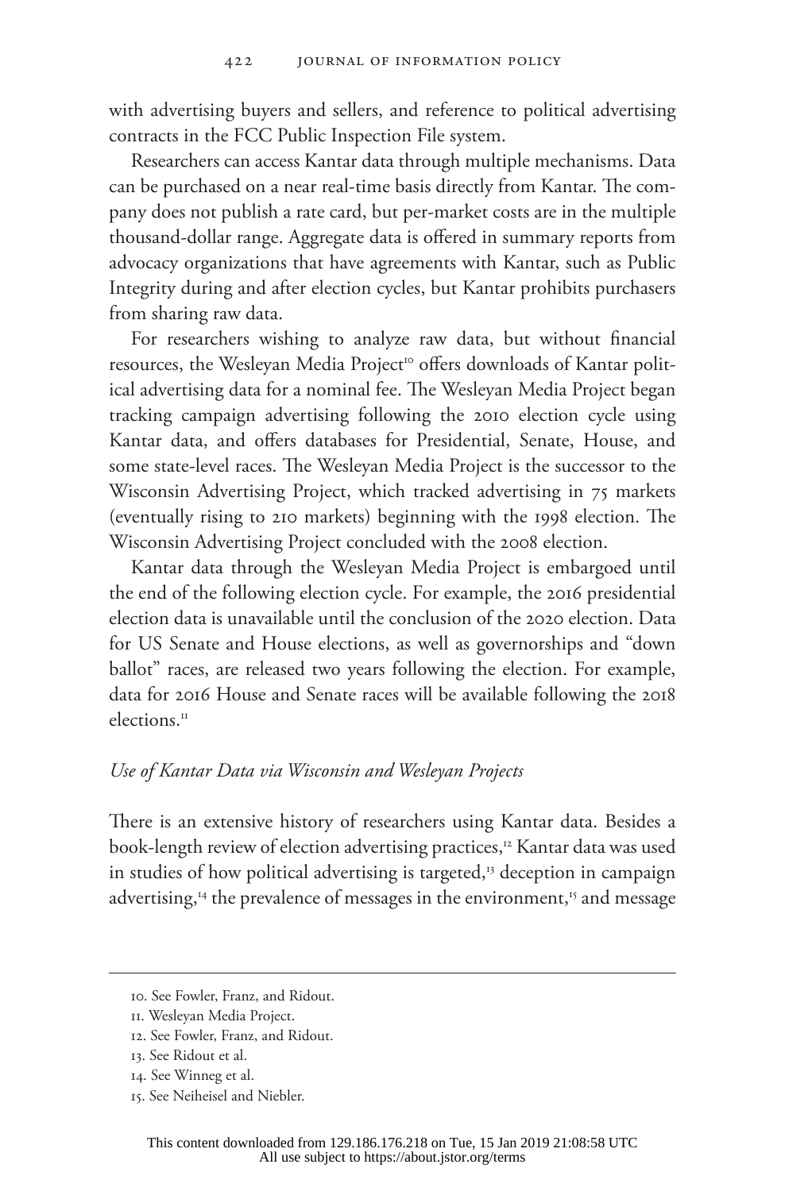with advertising buyers and sellers, and reference to political advertising contracts in the FCC Public Inspection File system.

Researchers can access Kantar data through multiple mechanisms. Data can be purchased on a near real-time basis directly from Kantar. The company does not publish a rate card, but per-market costs are in the multiple thousand-dollar range. Aggregate data is offered in summary reports from advocacy organizations that have agreements with Kantar, such as Public Integrity during and after election cycles, but Kantar prohibits purchasers from sharing raw data.

For researchers wishing to analyze raw data, but without financial resources, the Wesleyan Media Project[10] offers downloads of Kantar political advertising data for a nominal fee. The Wesleyan Media Project began tracking campaign advertising following the 2010 election cycle using Kantar data, and offers databases for Presidential, Senate, House, and some state-level races. The Wesleyan Media Project is the successor to the Wisconsin Advertising Project, which tracked advertising in 75 markets (eventually rising to 210 markets) beginning with the 1998 election. The Wisconsin Advertising Project concluded with the 2008 election.

Kantar data through the Wesleyan Media Project is embargoed until the end of the following election cycle. For example, the 2016 presidential election data is unavailable until the conclusion of the 2020 election. Data for US Senate and House elections, as well as governorships and "down ballot" races, are released two years following the election. For example, data for 2016 House and Senate races will be available following the 2018 elections.[11]

### *Use of Kantar Data via Wisconsin and Wesleyan Projects*

There is an extensive history of researchers using Kantar data. Besides a book-length review of election advertising practices,[12] Kantar data was used in studies of how political advertising is targeted,[13] deception in campaign advertising,[14] the prevalence of messages in the environment,[15] and message

---

10. See Fowler, Franz, and Ridout.
11. Wesleyan Media Project.
12. See Fowler, Franz, and Ridout.
13. See Ridout et al.
14. See Winneg et al.
15. See Neiheisel and Niebler.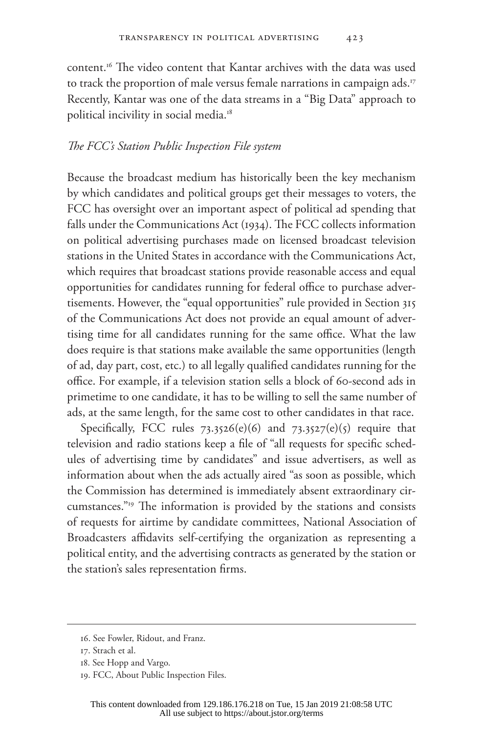content.[16] The video content that Kantar archives with the data was used to track the proportion of male versus female narrations in campaign ads.[17] Recently, Kantar was one of the data streams in a "Big Data" approach to political incivility in social media.[18]

### *The FCC's Station Public Inspection File system*

Because the broadcast medium has historically been the key mechanism by which candidates and political groups get their messages to voters, the FCC has oversight over an important aspect of political ad spending that falls under the Communications Act (1934). The FCC collects information on political advertising purchases made on licensed broadcast television stations in the United States in accordance with the Communications Act, which requires that broadcast stations provide reasonable access and equal opportunities for candidates running for federal office to purchase advertisements. However, the "equal opportunities" rule provided in Section 315 of the Communications Act does not provide an equal amount of advertising time for all candidates running for the same office. What the law does require is that stations make available the same opportunities (length of ad, day part, cost, etc.) to all legally qualified candidates running for the office. For example, if a television station sells a block of 60-second ads in primetime to one candidate, it has to be willing to sell the same number of ads, at the same length, for the same cost to other candidates in that race.

Specifically, FCC rules 73.3526(e)(6) and 73.3527(e)(5) require that television and radio stations keep a file of "all requests for specific schedules of advertising time by candidates" and issue advertisers, as well as information about when the ads actually aired "as soon as possible, which the Commission has determined is immediately absent extraordinary circumstances."[19] The information is provided by the stations and consists of requests for airtime by candidate committees, National Association of Broadcasters affidavits self-certifying the organization as representing a political entity, and the advertising contracts as generated by the station or the station's sales representation firms.

---

16. See Fowler, Ridout, and Franz.

17. Strach et al.

18. See Hopp and Vargo.

19. FCC, About Public Inspection Files.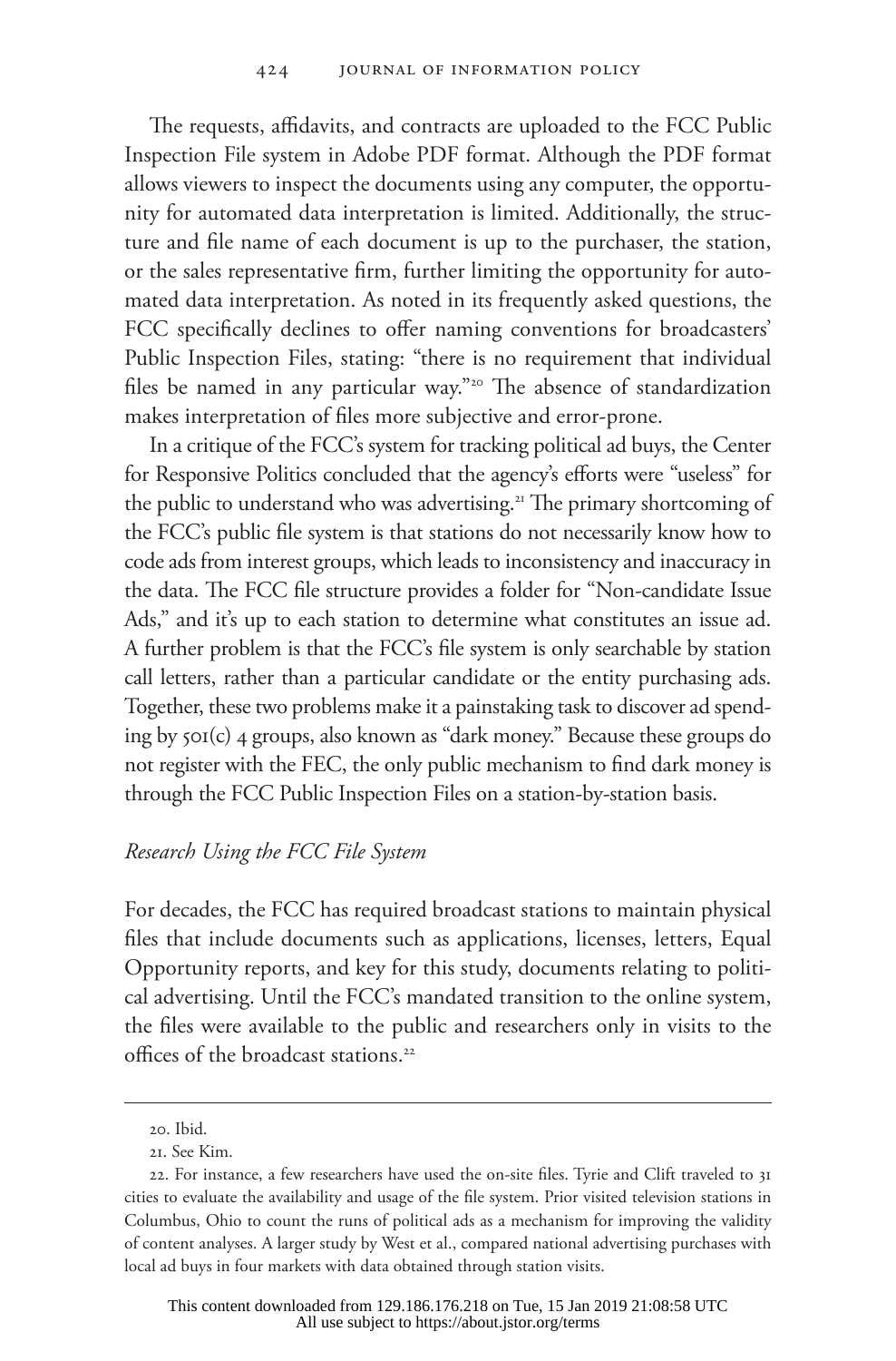The requests, affidavits, and contracts are uploaded to the FCC Public Inspection File system in Adobe PDF format. Although the PDF format allows viewers to inspect the documents using any computer, the opportunity for automated data interpretation is limited. Additionally, the structure and file name of each document is up to the purchaser, the station, or the sales representative firm, further limiting the opportunity for automated data interpretation. As noted in its frequently asked questions, the FCC specifically declines to offer naming conventions for broadcasters' Public Inspection Files, stating: "there is no requirement that individual files be named in any particular way."[20] The absence of standardization makes interpretation of files more subjective and error-prone.

In a critique of the FCC's system for tracking political ad buys, the Center for Responsive Politics concluded that the agency's efforts were "useless" for the public to understand who was advertising.[21] The primary shortcoming of the FCC's public file system is that stations do not necessarily know how to code ads from interest groups, which leads to inconsistency and inaccuracy in the data. The FCC file structure provides a folder for "Non-candidate Issue Ads," and it's up to each station to determine what constitutes an issue ad. A further problem is that the FCC's file system is only searchable by station call letters, rather than a particular candidate or the entity purchasing ads. Together, these two problems make it a painstaking task to discover ad spending by 501(c) 4 groups, also known as "dark money." Because these groups do not register with the FEC, the only public mechanism to find dark money is through the FCC Public Inspection Files on a station-by-station basis.

### *Research Using the FCC File System*

For decades, the FCC has required broadcast stations to maintain physical files that include documents such as applications, licenses, letters, Equal Opportunity reports, and key for this study, documents relating to political advertising. Until the FCC's mandated transition to the online system, the files were available to the public and researchers only in visits to the offices of the broadcast stations.[22]

---

20. Ibid.

21. See Kim.

22. For instance, a few researchers have used the on-site files. Tyrie and Clift traveled to 31 cities to evaluate the availability and usage of the file system. Prior visited television stations in Columbus, Ohio to count the runs of political ads as a mechanism for improving the validity of content analyses. A larger study by West et al., compared national advertising purchases with local ad buys in four markets with data obtained through station visits.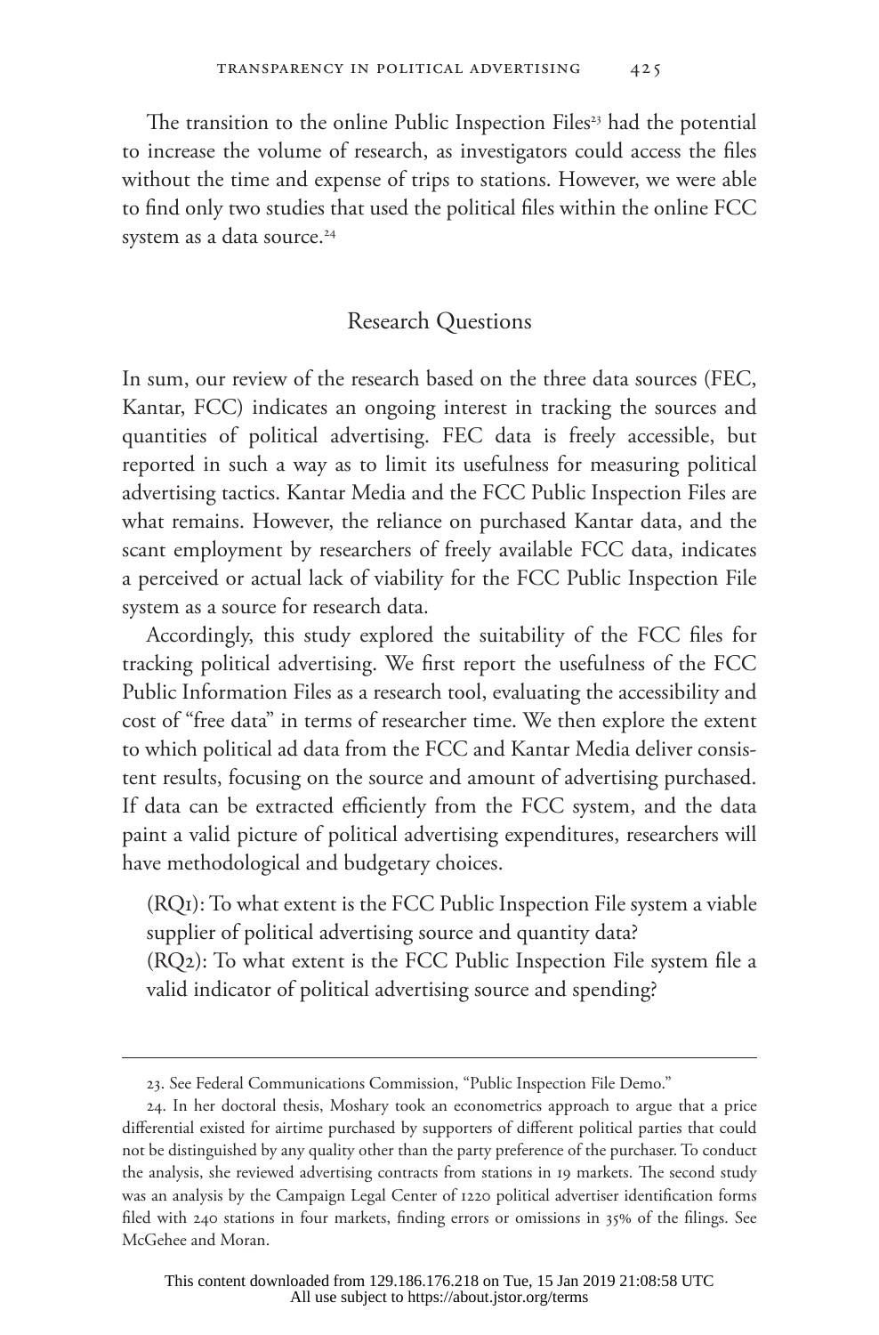The transition to the online Public Inspection Files[23] had the potential to increase the volume of research, as investigators could access the files without the time and expense of trips to stations. However, we were able to find only two studies that used the political files within the online FCC system as a data source.[24]

## Research Questions

In sum, our review of the research based on the three data sources (FEC, Kantar, FCC) indicates an ongoing interest in tracking the sources and quantities of political advertising. FEC data is freely accessible, but reported in such a way as to limit its usefulness for measuring political advertising tactics. Kantar Media and the FCC Public Inspection Files are what remains. However, the reliance on purchased Kantar data, and the scant employment by researchers of freely available FCC data, indicates a perceived or actual lack of viability for the FCC Public Inspection File system as a source for research data.

Accordingly, this study explored the suitability of the FCC files for tracking political advertising. We first report the usefulness of the FCC Public Information Files as a research tool, evaluating the accessibility and cost of "free data" in terms of researcher time. We then explore the extent to which political ad data from the FCC and Kantar Media deliver consistent results, focusing on the source and amount of advertising purchased. If data can be extracted efficiently from the FCC system, and the data paint a valid picture of political advertising expenditures, researchers will have methodological and budgetary choices.

(RQ1): To what extent is the FCC Public Inspection File system a viable supplier of political advertising source and quantity data?

(RQ2): To what extent is the FCC Public Inspection File system file a valid indicator of political advertising source and spending?

---

23. See Federal Communications Commission, "Public Inspection File Demo."

24. In her doctoral thesis, Moshary took an econometrics approach to argue that a price differential existed for airtime purchased by supporters of different political parties that could not be distinguished by any quality other than the party preference of the purchaser. To conduct the analysis, she reviewed advertising contracts from stations in 19 markets. The second study was an analysis by the Campaign Legal Center of 1220 political advertiser identification forms filed with 240 stations in four markets, finding errors or omissions in 35% of the filings. See McGehee and Moran.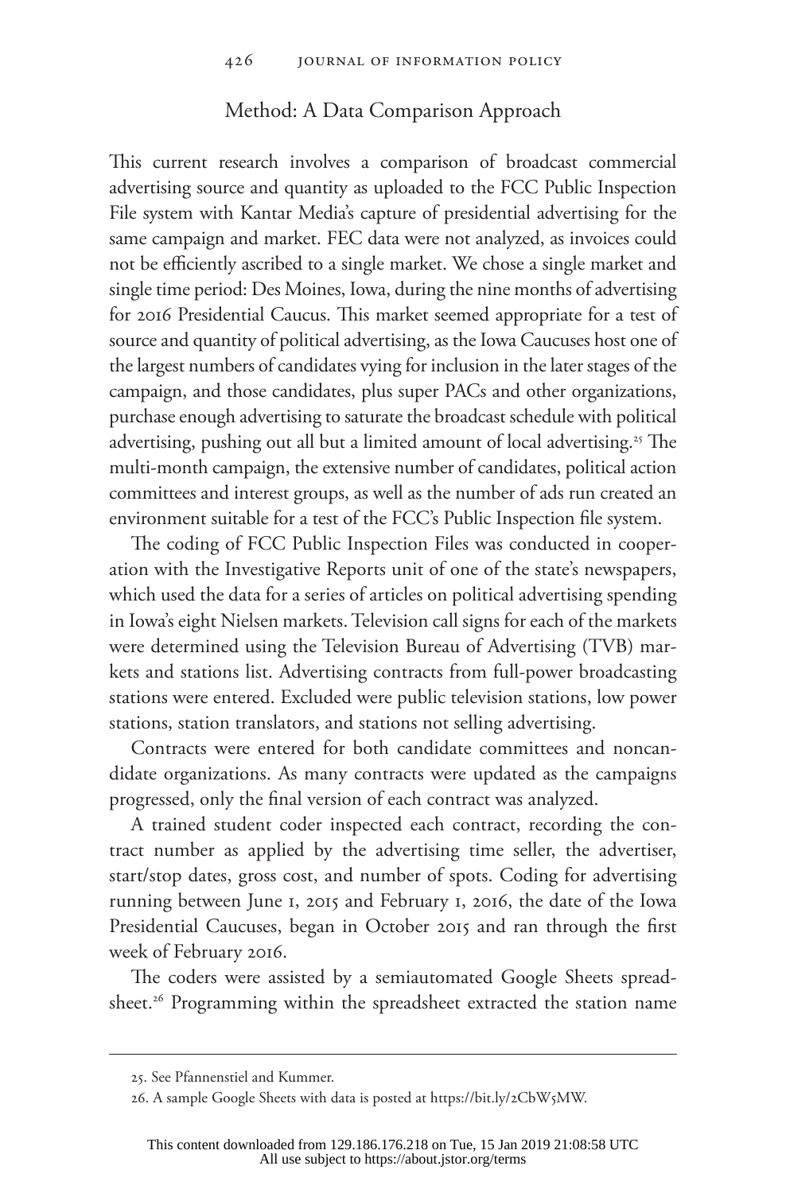## Method: A Data Comparison Approach

This current research involves a comparison of broadcast commercial advertising source and quantity as uploaded to the FCC Public Inspection File system with Kantar Media's capture of presidential advertising for the same campaign and market. FEC data were not analyzed, as invoices could not be efficiently ascribed to a single market. We chose a single market and single time period: Des Moines, Iowa, during the nine months of advertising for 2016 Presidential Caucus. This market seemed appropriate for a test of source and quantity of political advertising, as the Iowa Caucuses host one of the largest numbers of candidates vying for inclusion in the later stages of the campaign, and those candidates, plus super PACs and other organizations, purchase enough advertising to saturate the broadcast schedule with political advertising, pushing out all but a limited amount of local advertising.[25] The multi-month campaign, the extensive number of candidates, political action committees and interest groups, as well as the number of ads run created an environment suitable for a test of the FCC's Public Inspection file system.

The coding of FCC Public Inspection Files was conducted in cooperation with the Investigative Reports unit of one of the state's newspapers, which used the data for a series of articles on political advertising spending in Iowa's eight Nielsen markets. Television call signs for each of the markets were determined using the Television Bureau of Advertising (TVB) markets and stations list. Advertising contracts from full-power broadcasting stations were entered. Excluded were public television stations, low power stations, station translators, and stations not selling advertising.

Contracts were entered for both candidate committees and noncandidate organizations. As many contracts were updated as the campaigns progressed, only the final version of each contract was analyzed.

A trained student coder inspected each contract, recording the contract number as applied by the advertising time seller, the advertiser, start/stop dates, gross cost, and number of spots. Coding for advertising running between June 1, 2015 and February 1, 2016, the date of the Iowa Presidential Caucuses, began in October 2015 and ran through the first week of February 2016.

The coders were assisted by a semiautomated Google Sheets spreadsheet.[26] Programming within the spreadsheet extracted the station name

---

25. See Pfannenstiel and Kummer.

26. A sample Google Sheets with data is posted at https://bit.ly/2CbW5MW.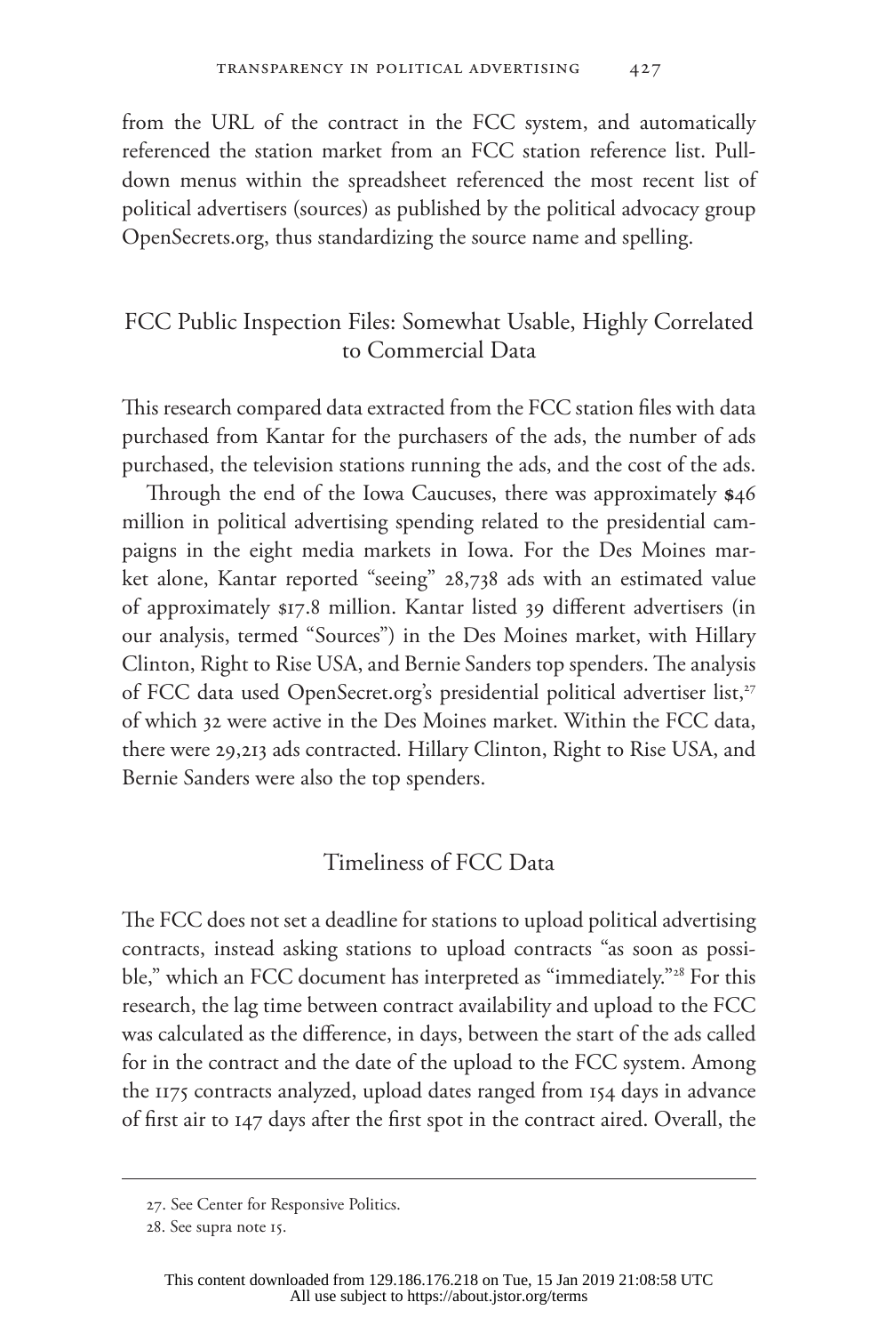from the URL of the contract in the FCC system, and automatically referenced the station market from an FCC station reference list. Pull-down menus within the spreadsheet referenced the most recent list of political advertisers (sources) as published by the political advocacy group OpenSecrets.org, thus standardizing the source name and spelling.

## FCC Public Inspection Files: Somewhat Usable, Highly Correlated to Commercial Data

This research compared data extracted from the FCC station files with data purchased from Kantar for the purchasers of the ads, the number of ads purchased, the television stations running the ads, and the cost of the ads.

Through the end of the Iowa Caucuses, there was approximately $46 million in political advertising spending related to the presidential campaigns in the eight media markets in Iowa. For the Des Moines market alone, Kantar reported "seeing" 28,738 ads with an estimated value of approximately $17.8 million. Kantar listed 39 different advertisers (in our analysis, termed "Sources") in the Des Moines market, with Hillary Clinton, Right to Rise USA, and Bernie Sanders top spenders. The analysis of FCC data used OpenSecret.org's presidential political advertiser list,[27] of which 32 were active in the Des Moines market. Within the FCC data, there were 29,213 ads contracted. Hillary Clinton, Right to Rise USA, and Bernie Sanders were also the top spenders.

## Timeliness of FCC Data

The FCC does not set a deadline for stations to upload political advertising contracts, instead asking stations to upload contracts "as soon as possible," which an FCC document has interpreted as "immediately."[28] For this research, the lag time between contract availability and upload to the FCC was calculated as the difference, in days, between the start of the ads called for in the contract and the date of the upload to the FCC system. Among the 1175 contracts analyzed, upload dates ranged from 154 days in advance of first air to 147 days after the first spot in the contract aired. Overall, the

27. See Center for Responsive Politics.

28. See supra note 15.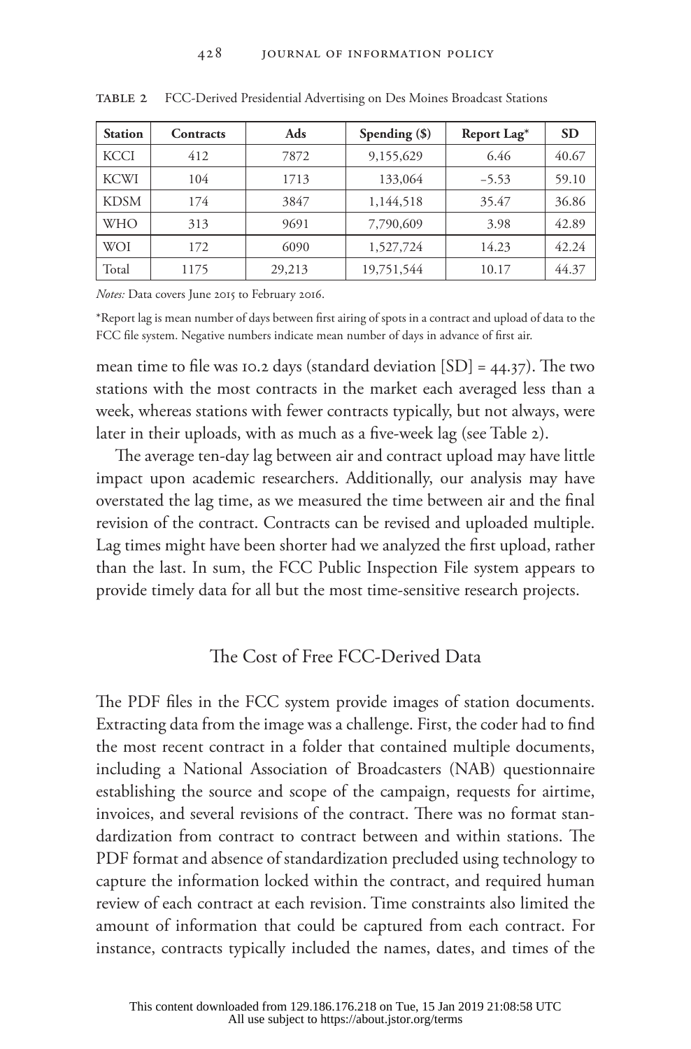**TABLE 2** FCC-Derived Presidential Advertising on Des Moines Broadcast Stations

| Station | Contracts | Ads | Spending ($) | Report Lag* | SD |
|---|---|---|---|---|---|
| KCCI | 412 | 7872 | 9,155,629 | 6.46 | 40.67 |
| KCWI | 104 | 1713 | 133,064 | −5.53 | 59.10 |
| KDSM | 174 | 3847 | 1,144,518 | 35.47 | 36.86 |
| WHO | 313 | 9691 | 7,790,609 | 3.98 | 42.89 |
| WOI | 172 | 6090 | 1,527,724 | 14.23 | 42.24 |
| Total | 1175 | 29,213 | 19,751,544 | 10.17 | 44.37 |

*Notes:* Data covers June 2015 to February 2016.

*Report lag is mean number of days between first airing of spots in a contract and upload of data to the FCC file system. Negative numbers indicate mean number of days in advance of first air.

mean time to file was 10.2 days (standard deviation [SD] = 44.37). The two stations with the most contracts in the market each averaged less than a week, whereas stations with fewer contracts typically, but not always, were later in their uploads, with as much as a five-week lag (see Table 2).

The average ten-day lag between air and contract upload may have little impact upon academic researchers. Additionally, our analysis may have overstated the lag time, as we measured the time between air and the final revision of the contract. Contracts can be revised and uploaded multiple. Lag times might have been shorter had we analyzed the first upload, rather than the last. In sum, the FCC Public Inspection File system appears to provide timely data for all but the most time-sensitive research projects.

## The Cost of Free FCC-Derived Data

The PDF files in the FCC system provide images of station documents. Extracting data from the image was a challenge. First, the coder had to find the most recent contract in a folder that contained multiple documents, including a National Association of Broadcasters (NAB) questionnaire establishing the source and scope of the campaign, requests for airtime, invoices, and several revisions of the contract. There was no format standardization from contract to contract between and within stations. The PDF format and absence of standardization precluded using technology to capture the information locked within the contract, and required human review of each contract at each revision. Time constraints also limited the amount of information that could be captured from each contract. For instance, contracts typically included the names, dates, and times of the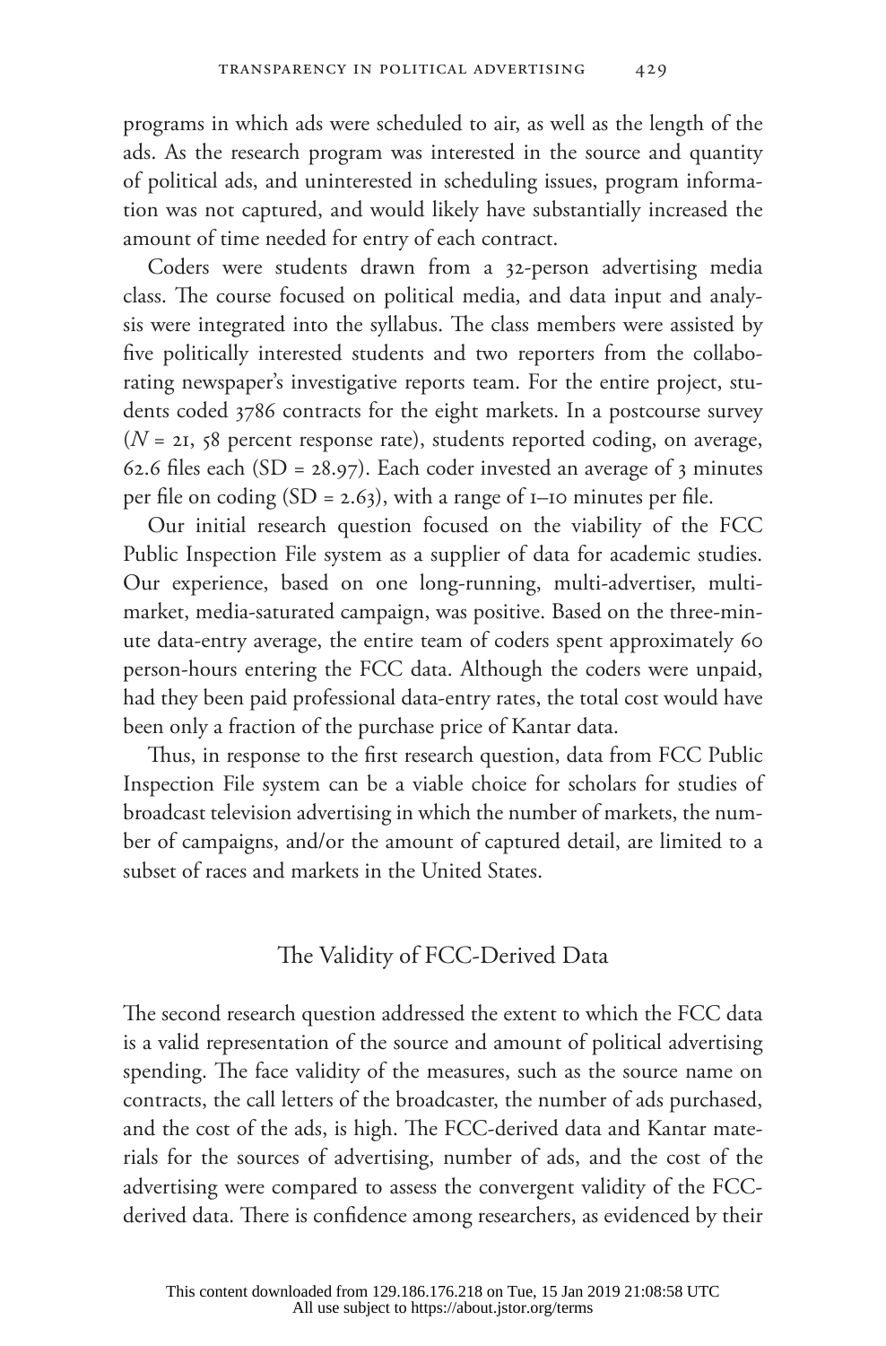programs in which ads were scheduled to air, as well as the length of the ads. As the research program was interested in the source and quantity of political ads, and uninterested in scheduling issues, program information was not captured, and would likely have substantially increased the amount of time needed for entry of each contract.

Coders were students drawn from a 32-person advertising media class. The course focused on political media, and data input and analysis were integrated into the syllabus. The class members were assisted by five politically interested students and two reporters from the collaborating newspaper's investigative reports team. For the entire project, students coded 3786 contracts for the eight markets. In a postcourse survey ($N$ = 21, 58 percent response rate), students reported coding, on average, 62.6 files each (SD = 28.97). Each coder invested an average of 3 minutes per file on coding (SD = 2.63), with a range of 1–10 minutes per file.

Our initial research question focused on the viability of the FCC Public Inspection File system as a supplier of data for academic studies. Our experience, based on one long-running, multi-advertiser, multi-market, media-saturated campaign, was positive. Based on the three-minute data-entry average, the entire team of coders spent approximately 60 person-hours entering the FCC data. Although the coders were unpaid, had they been paid professional data-entry rates, the total cost would have been only a fraction of the purchase price of Kantar data.

Thus, in response to the first research question, data from FCC Public Inspection File system can be a viable choice for scholars for studies of broadcast television advertising in which the number of markets, the number of campaigns, and/or the amount of captured detail, are limited to a subset of races and markets in the United States.

## The Validity of FCC-Derived Data

The second research question addressed the extent to which the FCC data is a valid representation of the source and amount of political advertising spending. The face validity of the measures, such as the source name on contracts, the call letters of the broadcaster, the number of ads purchased, and the cost of the ads, is high. The FCC-derived data and Kantar materials for the sources of advertising, number of ads, and the cost of the advertising were compared to assess the convergent validity of the FCC-derived data. There is confidence among researchers, as evidenced by their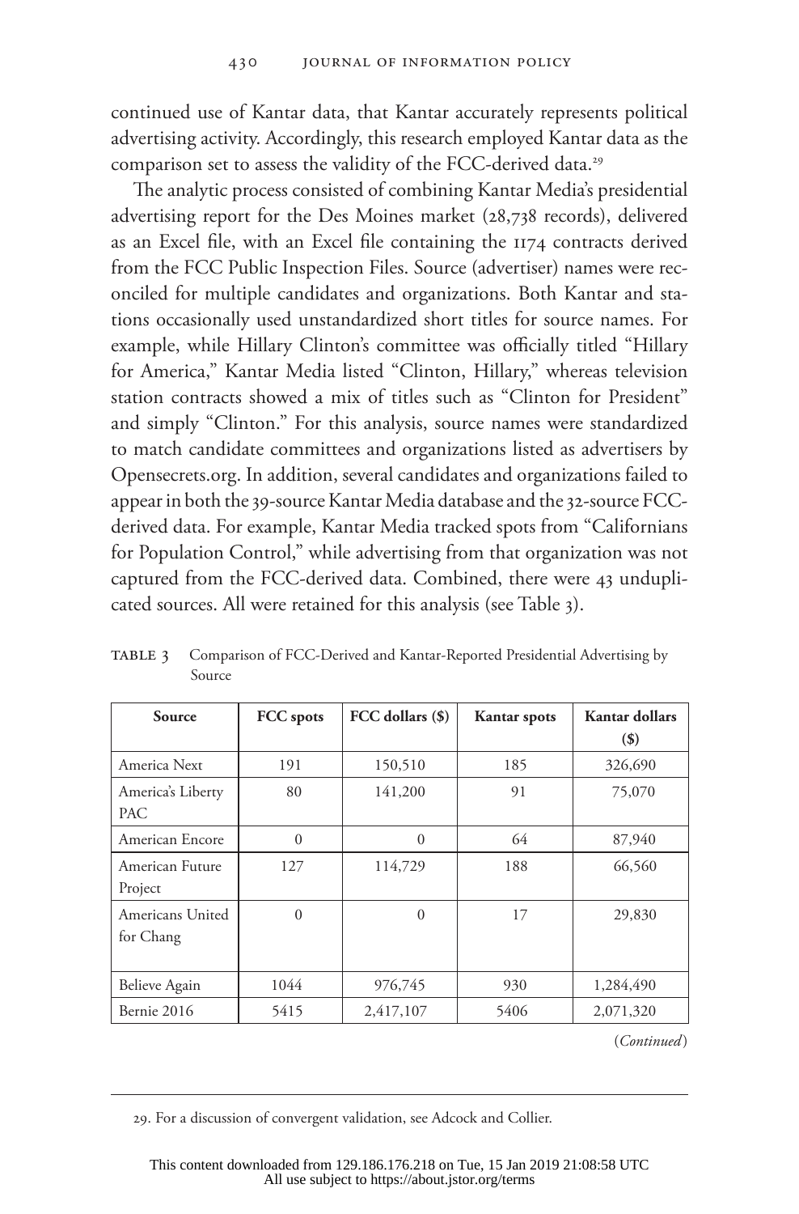continued use of Kantar data, that Kantar accurately represents political advertising activity. Accordingly, this research employed Kantar data as the comparison set to assess the validity of the FCC-derived data.[29]

The analytic process consisted of combining Kantar Media's presidential advertising report for the Des Moines market (28,738 records), delivered as an Excel file, with an Excel file containing the 1174 contracts derived from the FCC Public Inspection Files. Source (advertiser) names were reconciled for multiple candidates and organizations. Both Kantar and stations occasionally used unstandardized short titles for source names. For example, while Hillary Clinton's committee was officially titled "Hillary for America," Kantar Media listed "Clinton, Hillary," whereas television station contracts showed a mix of titles such as "Clinton for President" and simply "Clinton." For this analysis, source names were standardized to match candidate committees and organizations listed as advertisers by Opensecrets.org. In addition, several candidates and organizations failed to appear in both the 39-source Kantar Media database and the 32-source FCC-derived data. For example, Kantar Media tracked spots from "Californians for Population Control," while advertising from that organization was not captured from the FCC-derived data. Combined, there were 43 unduplicated sources. All were retained for this analysis (see Table 3).

TABLE 3 Comparison of FCC-Derived and Kantar-Reported Presidential Advertising by Source

| Source | FCC spots | FCC dollars ($) | Kantar spots | Kantar dollars ($) |
|---|---|---|---|---|
| America Next | 191 | 150,510 | 185 | 326,690 |
| America's Liberty PAC | 80 | 141,200 | 91 | 75,070 |
| American Encore | 0 | 0 | 64 | 87,940 |
| American Future Project | 127 | 114,729 | 188 | 66,560 |
| Americans United for Chang | 0 | 0 | 17 | 29,830 |
| Believe Again | 1044 | 976,745 | 930 | 1,284,490 |
| Bernie 2016 | 5415 | 2,417,107 | 5406 | 2,071,320 |

(*Continued*)

29. For a discussion of convergent validation, see Adcock and Collier.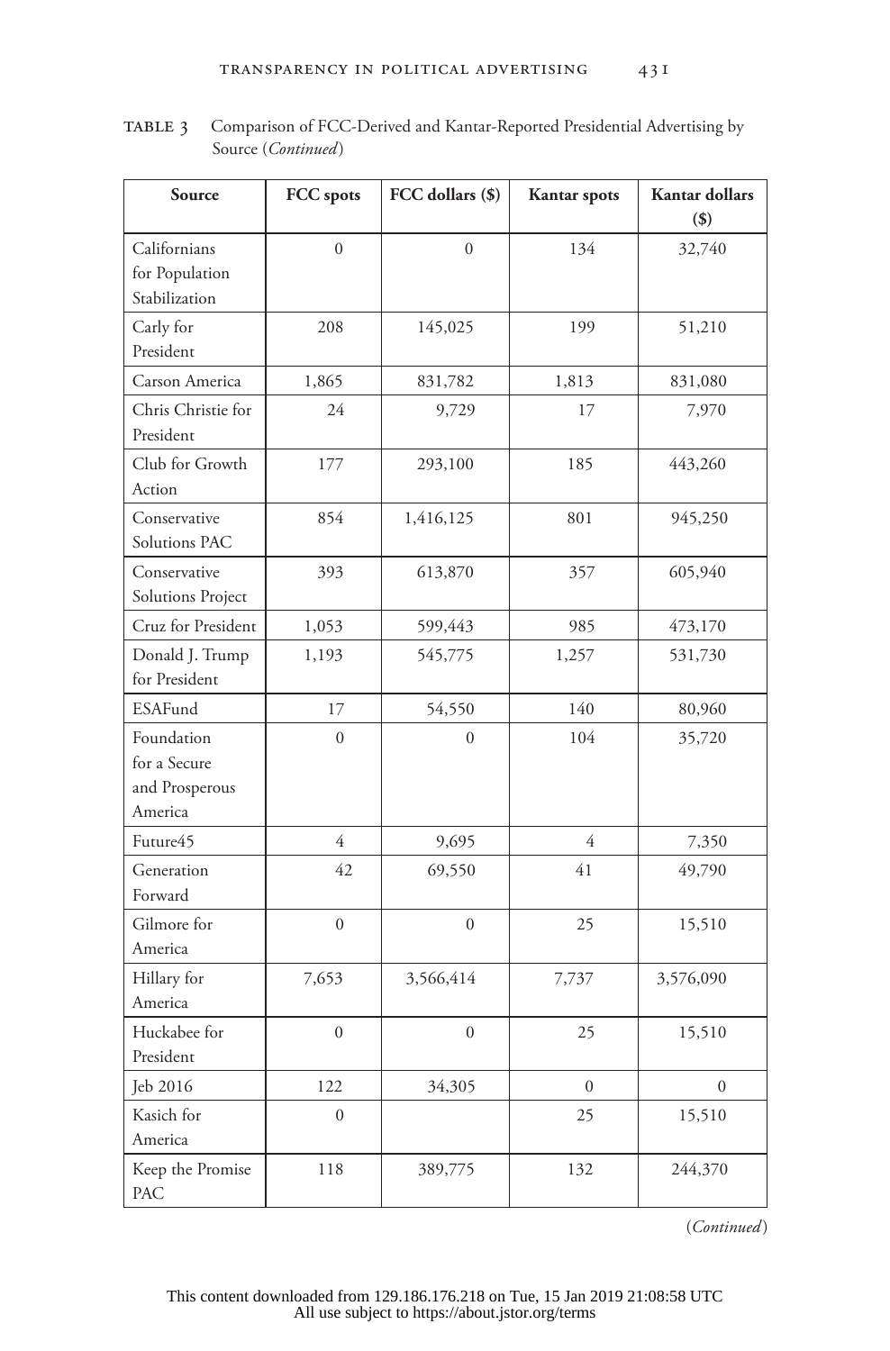TABLE 3 Comparison of FCC-Derived and Kantar-Reported Presidential Advertising by Source (*Continued*)

| Source | FCC spots | FCC dollars ($) | Kantar spots | Kantar dollars ($) |
|---|---|---|---|---|
| Californians for Population Stabilization | 0 | 0 | 134 | 32,740 |
| Carly for President | 208 | 145,025 | 199 | 51,210 |
| Carson America | 1,865 | 831,782 | 1,813 | 831,080 |
| Chris Christie for President | 24 | 9,729 | 17 | 7,970 |
| Club for Growth Action | 177 | 293,100 | 185 | 443,260 |
| Conservative Solutions PAC | 854 | 1,416,125 | 801 | 945,250 |
| Conservative Solutions Project | 393 | 613,870 | 357 | 605,940 |
| Cruz for President | 1,053 | 599,443 | 985 | 473,170 |
| Donald J. Trump for President | 1,193 | 545,775 | 1,257 | 531,730 |
| ESAFund | 17 | 54,550 | 140 | 80,960 |
| Foundation for a Secure and Prosperous America | 0 | 0 | 104 | 35,720 |
| Future45 | 4 | 9,695 | 4 | 7,350 |
| Generation Forward | 42 | 69,550 | 41 | 49,790 |
| Gilmore for America | 0 | 0 | 25 | 15,510 |
| Hillary for America | 7,653 | 3,566,414 | 7,737 | 3,576,090 |
| Huckabee for President | 0 | 0 | 25 | 15,510 |
| Jeb 2016 | 122 | 34,305 | 0 | 0 |
| Kasich for America | 0 | | 25 | 15,510 |
| Keep the Promise PAC | 118 | 389,775 | 132 | 244,370 |

(*Continued*)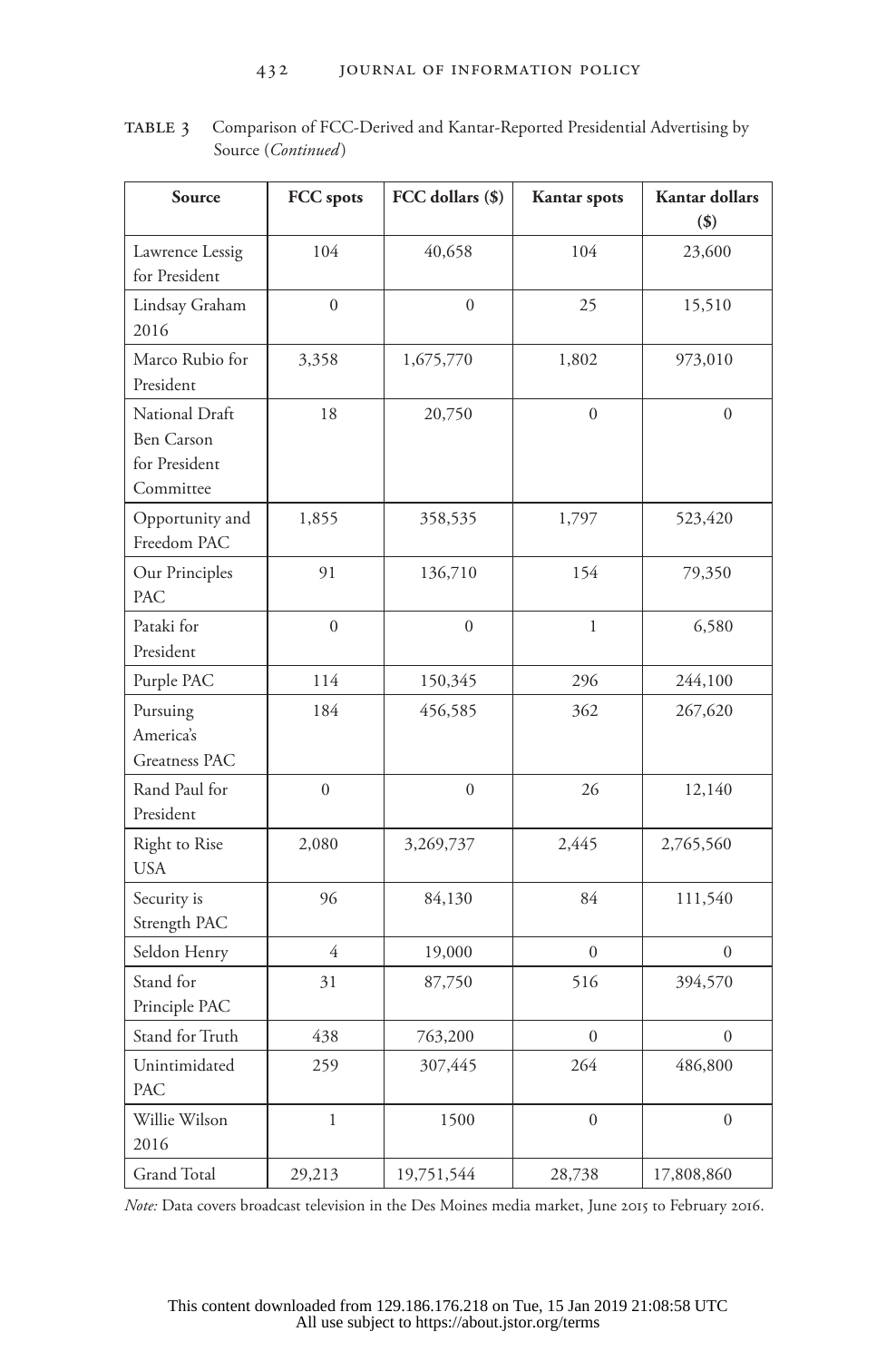**TABLE 3** Comparison of FCC-Derived and Kantar-Reported Presidential Advertising by Source (*Continued*)

| Source | FCC spots | FCC dollars ($) | Kantar spots | Kantar dollars ($) |
|---|---|---|---|---|
| Lawrence Lessig for President | 104 | 40,658 | 104 | 23,600 |
| Lindsay Graham 2016 | 0 | 0 | 25 | 15,510 |
| Marco Rubio for President | 3,358 | 1,675,770 | 1,802 | 973,010 |
| National Draft Ben Carson for President Committee | 18 | 20,750 | 0 | 0 |
| Opportunity and Freedom PAC | 1,855 | 358,535 | 1,797 | 523,420 |
| Our Principles PAC | 91 | 136,710 | 154 | 79,350 |
| Pataki for President | 0 | 0 | 1 | 6,580 |
| Purple PAC | 114 | 150,345 | 296 | 244,100 |
| Pursuing America's Greatness PAC | 184 | 456,585 | 362 | 267,620 |
| Rand Paul for President | 0 | 0 | 26 | 12,140 |
| Right to Rise USA | 2,080 | 3,269,737 | 2,445 | 2,765,560 |
| Security is Strength PAC | 96 | 84,130 | 84 | 111,540 |
| Seldon Henry | 4 | 19,000 | 0 | 0 |
| Stand for Principle PAC | 31 | 87,750 | 516 | 394,570 |
| Stand for Truth | 438 | 763,200 | 0 | 0 |
| Unintimidated PAC | 259 | 307,445 | 264 | 486,800 |
| Willie Wilson 2016 | 1 | 1500 | 0 | 0 |
| Grand Total | 29,213 | 19,751,544 | 28,738 | 17,808,860 |

*Note:* Data covers broadcast television in the Des Moines media market, June 2015 to February 2016.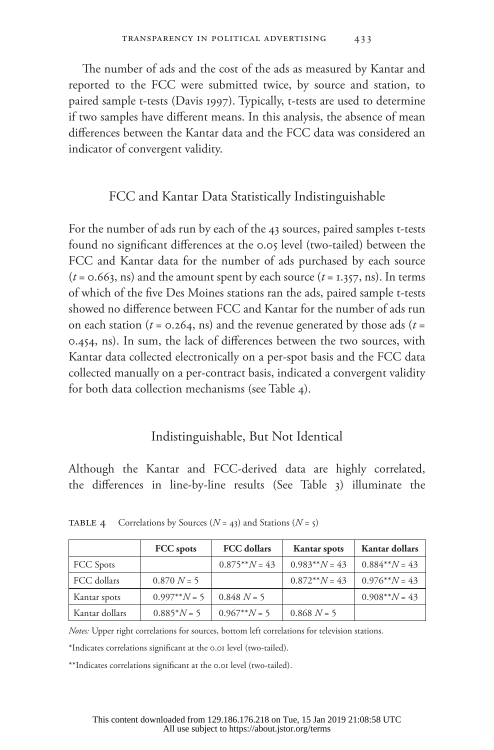The number of ads and the cost of the ads as measured by Kantar and reported to the FCC were submitted twice, by source and station, to paired sample t-tests (Davis 1997). Typically, t-tests are used to determine if two samples have different means. In this analysis, the absence of mean differences between the Kantar data and the FCC data was considered an indicator of convergent validity.

## FCC and Kantar Data Statistically Indistinguishable

For the number of ads run by each of the 43 sources, paired samples t-tests found no significant differences at the 0.05 level (two-tailed) between the FCC and Kantar data for the number of ads purchased by each source ($t = 0.663$, ns) and the amount spent by each source ($t = 1.357$, ns). In terms of which of the five Des Moines stations ran the ads, paired sample t-tests showed no difference between FCC and Kantar for the number of ads run on each station ($t = 0.264$, ns) and the revenue generated by those ads ($t = 0.454$, ns). In sum, the lack of differences between the two sources, with Kantar data collected electronically on a per-spot basis and the FCC data collected manually on a per-contract basis, indicated a convergent validity for both data collection mechanisms (see Table 4).

## Indistinguishable, But Not Identical

Although the Kantar and FCC-derived data are highly correlated, the differences in line-by-line results (See Table 3) illuminate the

**TABLE 4** Correlations by Sources ($N = 43$) and Stations ($N = 5$)

| | FCC spots | FCC dollars | Kantar spots | Kantar dollars |
|---|---|---|---|---|
| FCC Spots | | 0.875** $N = 43$ | 0.983** $N = 43$ | 0.884** $N = 43$ |
| FCC dollars | 0.870 $N = 5$ | | 0.872** $N = 43$ | 0.976** $N = 43$ |
| Kantar spots | 0.997** $N = 5$ | 0.848 $N = 5$ | | 0.908** $N = 43$ |
| Kantar dollars | 0.885* $N = 5$ | 0.967** $N = 5$ | 0.868 $N = 5$ | |

*Notes:* Upper right correlations for sources, bottom left correlations for television stations.

*Indicates correlations significant at the 0.01 level (two-tailed).

**Indicates correlations significant at the 0.01 level (two-tailed).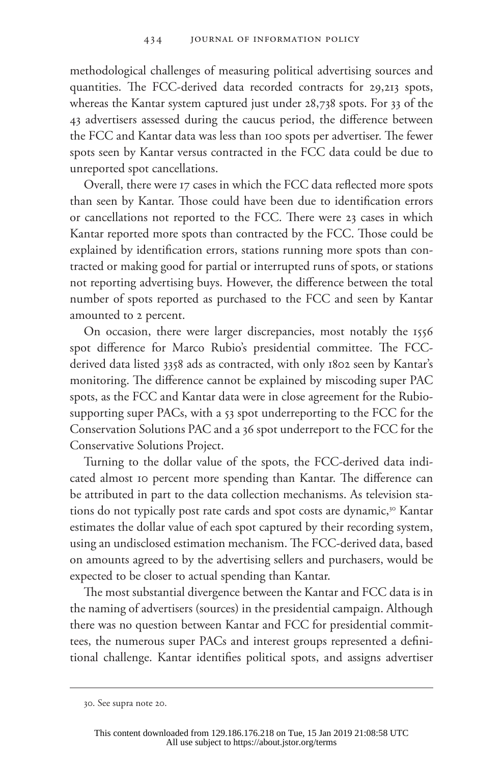methodological challenges of measuring political advertising sources and quantities. The FCC-derived data recorded contracts for 29,213 spots, whereas the Kantar system captured just under 28,738 spots. For 33 of the 43 advertisers assessed during the caucus period, the difference between the FCC and Kantar data was less than 100 spots per advertiser. The fewer spots seen by Kantar versus contracted in the FCC data could be due to unreported spot cancellations.

Overall, there were 17 cases in which the FCC data reflected more spots than seen by Kantar. Those could have been due to identification errors or cancellations not reported to the FCC. There were 23 cases in which Kantar reported more spots than contracted by the FCC. Those could be explained by identification errors, stations running more spots than contracted or making good for partial or interrupted runs of spots, or stations not reporting advertising buys. However, the difference between the total number of spots reported as purchased to the FCC and seen by Kantar amounted to 2 percent.

On occasion, there were larger discrepancies, most notably the 1556 spot difference for Marco Rubio's presidential committee. The FCC-derived data listed 3358 ads as contracted, with only 1802 seen by Kantar's monitoring. The difference cannot be explained by miscoding super PAC spots, as the FCC and Kantar data were in close agreement for the Rubio-supporting super PACs, with a 53 spot underreporting to the FCC for the Conservation Solutions PAC and a 36 spot underreport to the FCC for the Conservative Solutions Project.

Turning to the dollar value of the spots, the FCC-derived data indicated almost 10 percent more spending than Kantar. The difference can be attributed in part to the data collection mechanisms. As television stations do not typically post rate cards and spot costs are dynamic,[30] Kantar estimates the dollar value of each spot captured by their recording system, using an undisclosed estimation mechanism. The FCC-derived data, based on amounts agreed to by the advertising sellers and purchasers, would be expected to be closer to actual spending than Kantar.

The most substantial divergence between the Kantar and FCC data is in the naming of advertisers (sources) in the presidential campaign. Although there was no question between Kantar and FCC for presidential committees, the numerous super PACs and interest groups represented a definitional challenge. Kantar identifies political spots, and assigns advertiser

---

30. See supra note 20.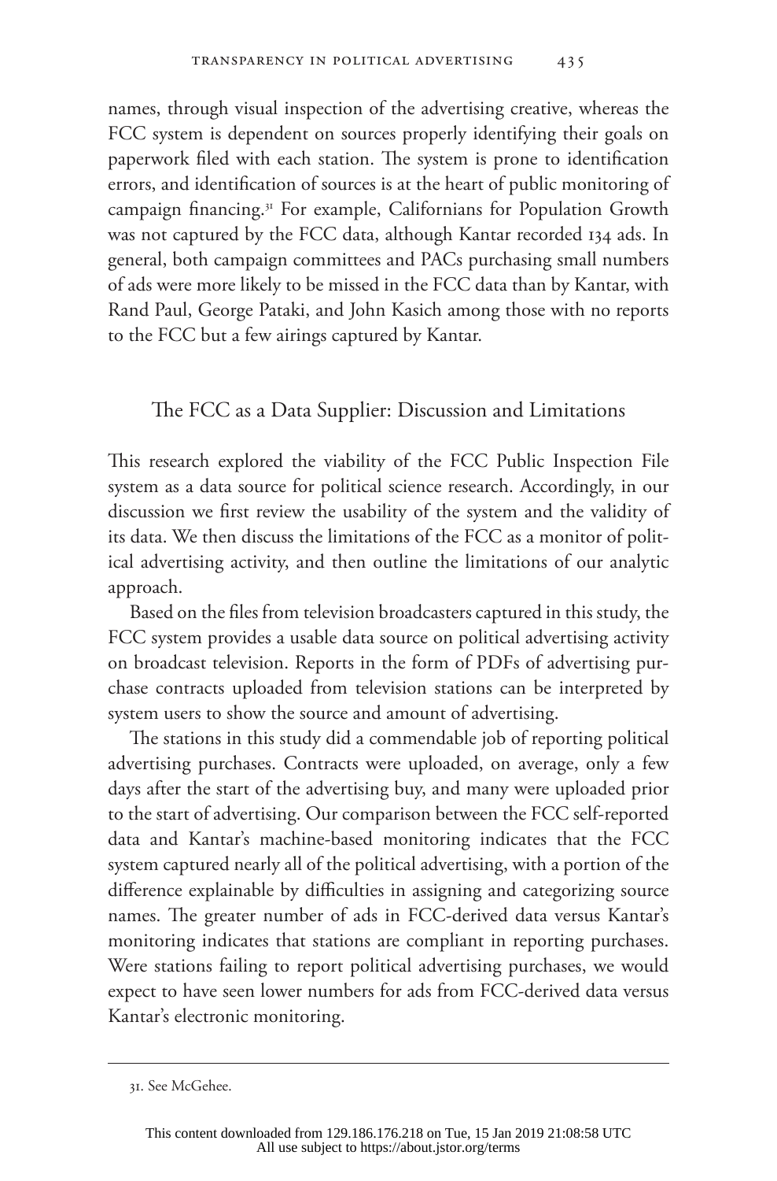names, through visual inspection of the advertising creative, whereas the FCC system is dependent on sources properly identifying their goals on paperwork filed with each station. The system is prone to identification errors, and identification of sources is at the heart of public monitoring of campaign financing.[31] For example, Californians for Population Growth was not captured by the FCC data, although Kantar recorded 134 ads. In general, both campaign committees and PACs purchasing small numbers of ads were more likely to be missed in the FCC data than by Kantar, with Rand Paul, George Pataki, and John Kasich among those with no reports to the FCC but a few airings captured by Kantar.

## The FCC as a Data Supplier: Discussion and Limitations

This research explored the viability of the FCC Public Inspection File system as a data source for political science research. Accordingly, in our discussion we first review the usability of the system and the validity of its data. We then discuss the limitations of the FCC as a monitor of political advertising activity, and then outline the limitations of our analytic approach.

Based on the files from television broadcasters captured in this study, the FCC system provides a usable data source on political advertising activity on broadcast television. Reports in the form of PDFs of advertising purchase contracts uploaded from television stations can be interpreted by system users to show the source and amount of advertising.

The stations in this study did a commendable job of reporting political advertising purchases. Contracts were uploaded, on average, only a few days after the start of the advertising buy, and many were uploaded prior to the start of advertising. Our comparison between the FCC self-reported data and Kantar's machine-based monitoring indicates that the FCC system captured nearly all of the political advertising, with a portion of the difference explainable by difficulties in assigning and categorizing source names. The greater number of ads in FCC-derived data versus Kantar's monitoring indicates that stations are compliant in reporting purchases. Were stations failing to report political advertising purchases, we would expect to have seen lower numbers for ads from FCC-derived data versus Kantar's electronic monitoring.

31. See McGehee.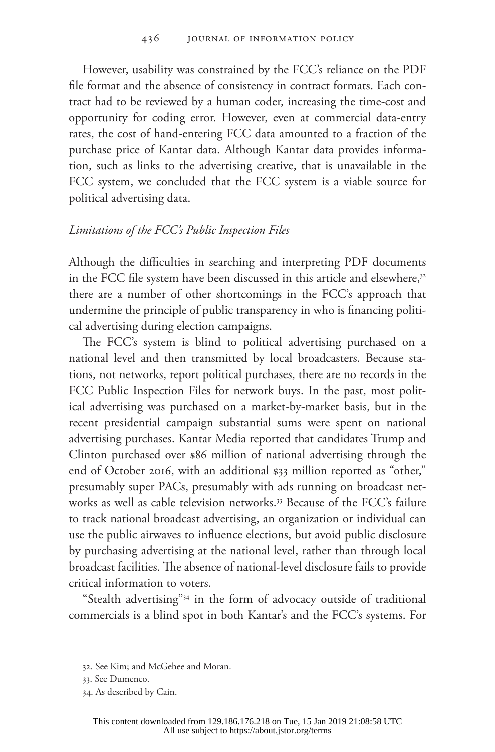However, usability was constrained by the FCC's reliance on the PDF file format and the absence of consistency in contract formats. Each contract had to be reviewed by a human coder, increasing the time-cost and opportunity for coding error. However, even at commercial data-entry rates, the cost of hand-entering FCC data amounted to a fraction of the purchase price of Kantar data. Although Kantar data provides information, such as links to the advertising creative, that is unavailable in the FCC system, we concluded that the FCC system is a viable source for political advertising data.

### *Limitations of the FCC's Public Inspection Files*

Although the difficulties in searching and interpreting PDF documents in the FCC file system have been discussed in this article and elsewhere,[32] there are a number of other shortcomings in the FCC's approach that undermine the principle of public transparency in who is financing political advertising during election campaigns.

The FCC's system is blind to political advertising purchased on a national level and then transmitted by local broadcasters. Because stations, not networks, report political purchases, there are no records in the FCC Public Inspection Files for network buys. In the past, most political advertising was purchased on a market-by-market basis, but in the recent presidential campaign substantial sums were spent on national advertising purchases. Kantar Media reported that candidates Trump and Clinton purchased over $86 million of national advertising through the end of October 2016, with an additional $33 million reported as "other," presumably super PACs, presumably with ads running on broadcast networks as well as cable television networks.[33] Because of the FCC's failure to track national broadcast advertising, an organization or individual can use the public airwaves to influence elections, but avoid public disclosure by purchasing advertising at the national level, rather than through local broadcast facilities. The absence of national-level disclosure fails to provide critical information to voters.

"Stealth advertising"[34] in the form of advocacy outside of traditional commercials is a blind spot in both Kantar's and the FCC's systems. For

---

32. See Kim; and McGehee and Moran.

33. See Dumenco.

34. As described by Cain.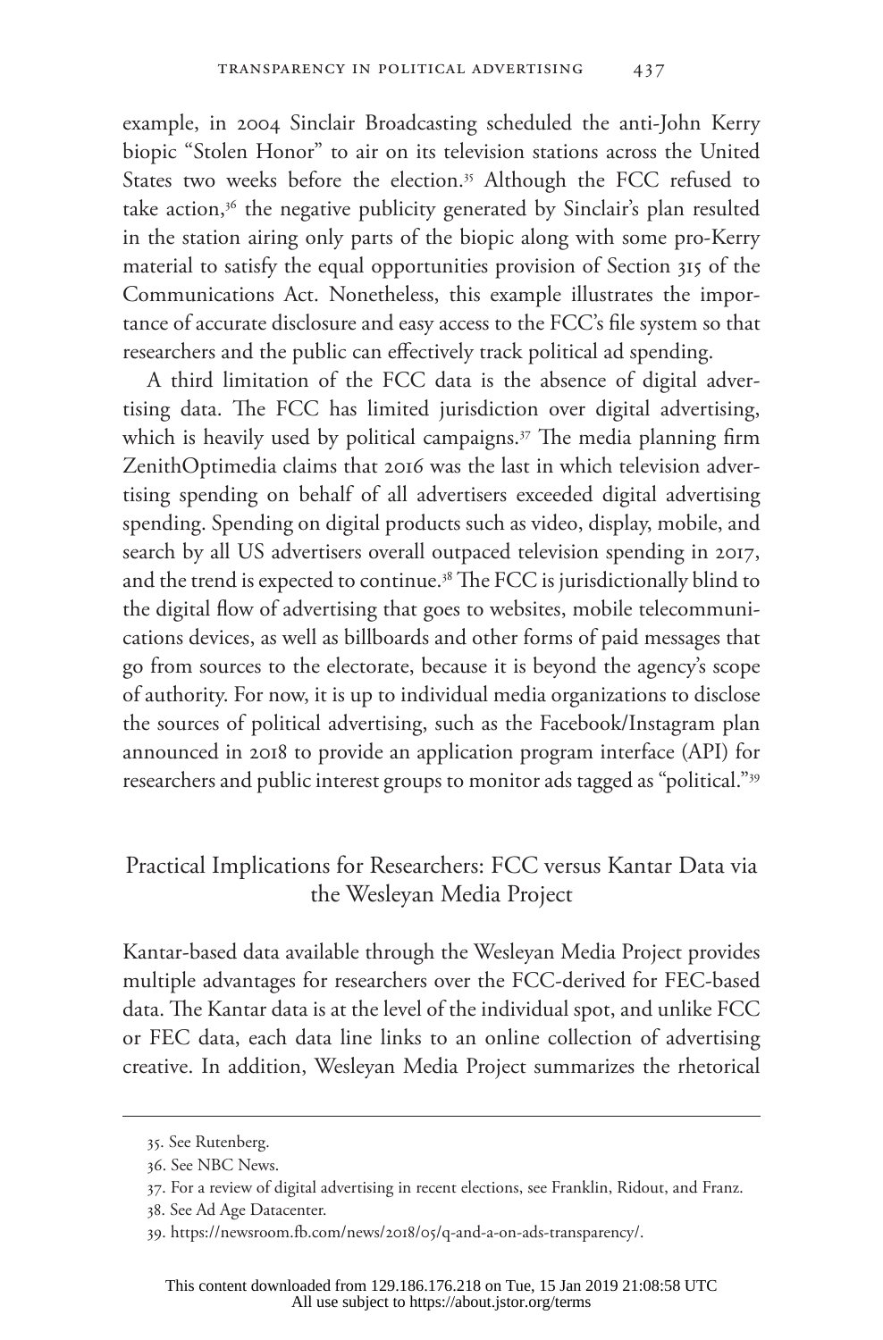example, in 2004 Sinclair Broadcasting scheduled the anti-John Kerry biopic "Stolen Honor" to air on its television stations across the United States two weeks before the election.[35] Although the FCC refused to take action,[36] the negative publicity generated by Sinclair's plan resulted in the station airing only parts of the biopic along with some pro-Kerry material to satisfy the equal opportunities provision of Section 315 of the Communications Act. Nonetheless, this example illustrates the importance of accurate disclosure and easy access to the FCC's file system so that researchers and the public can effectively track political ad spending.

A third limitation of the FCC data is the absence of digital advertising data. The FCC has limited jurisdiction over digital advertising, which is heavily used by political campaigns.[37] The media planning firm ZenithOptimedia claims that 2016 was the last in which television advertising spending on behalf of all advertisers exceeded digital advertising spending. Spending on digital products such as video, display, mobile, and search by all US advertisers overall outpaced television spending in 2017, and the trend is expected to continue.[38] The FCC is jurisdictionally blind to the digital flow of advertising that goes to websites, mobile telecommunications devices, as well as billboards and other forms of paid messages that go from sources to the electorate, because it is beyond the agency's scope of authority. For now, it is up to individual media organizations to disclose the sources of political advertising, such as the Facebook/Instagram plan announced in 2018 to provide an application program interface (API) for researchers and public interest groups to monitor ads tagged as "political."[39]

## Practical Implications for Researchers: FCC versus Kantar Data via the Wesleyan Media Project

Kantar-based data available through the Wesleyan Media Project provides multiple advantages for researchers over the FCC-derived for FEC-based data. The Kantar data is at the level of the individual spot, and unlike FCC or FEC data, each data line links to an online collection of advertising creative. In addition, Wesleyan Media Project summarizes the rhetorical

35. See Rutenberg.

36. See NBC News.

37. For a review of digital advertising in recent elections, see Franklin, Ridout, and Franz.

38. See Ad Age Datacenter.

39. https://newsroom.fb.com/news/2018/05/q-and-a-on-ads-transparency/.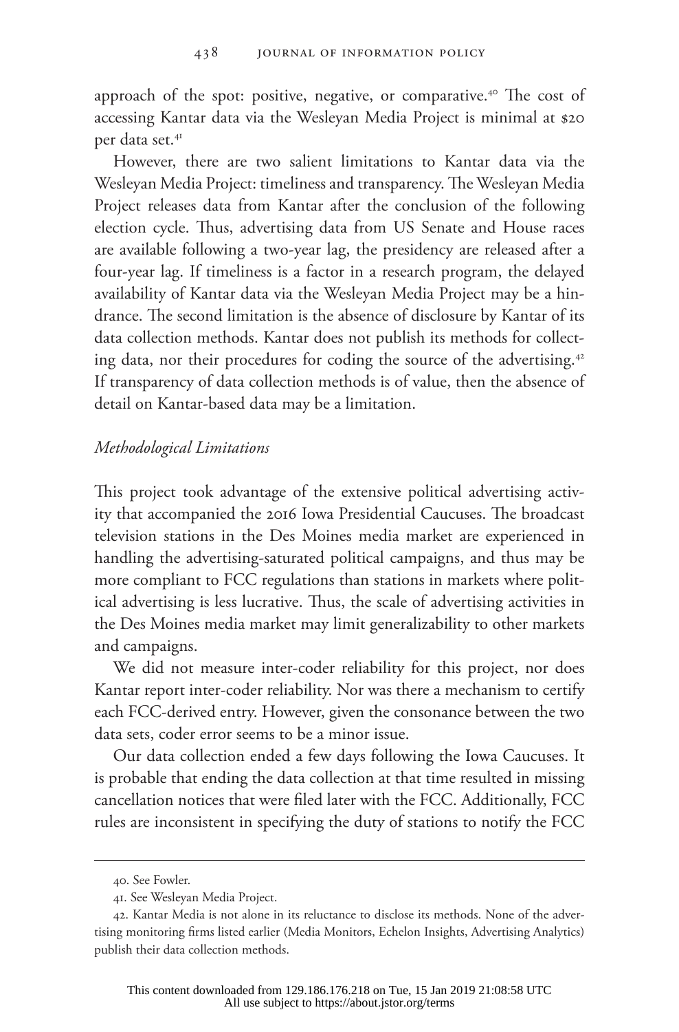approach of the spot: positive, negative, or comparative.[40] The cost of accessing Kantar data via the Wesleyan Media Project is minimal at $20 per data set.[41]

However, there are two salient limitations to Kantar data via the Wesleyan Media Project: timeliness and transparency. The Wesleyan Media Project releases data from Kantar after the conclusion of the following election cycle. Thus, advertising data from US Senate and House races are available following a two-year lag, the presidency are released after a four-year lag. If timeliness is a factor in a research program, the delayed availability of Kantar data via the Wesleyan Media Project may be a hindrance. The second limitation is the absence of disclosure by Kantar of its data collection methods. Kantar does not publish its methods for collecting data, nor their procedures for coding the source of the advertising.[42] If transparency of data collection methods is of value, then the absence of detail on Kantar-based data may be a limitation.

*Methodological Limitations*

This project took advantage of the extensive political advertising activity that accompanied the 2016 Iowa Presidential Caucuses. The broadcast television stations in the Des Moines media market are experienced in handling the advertising-saturated political campaigns, and thus may be more compliant to FCC regulations than stations in markets where political advertising is less lucrative. Thus, the scale of advertising activities in the Des Moines media market may limit generalizability to other markets and campaigns.

We did not measure inter-coder reliability for this project, nor does Kantar report inter-coder reliability. Nor was there a mechanism to certify each FCC-derived entry. However, given the consonance between the two data sets, coder error seems to be a minor issue.

Our data collection ended a few days following the Iowa Caucuses. It is probable that ending the data collection at that time resulted in missing cancellation notices that were filed later with the FCC. Additionally, FCC rules are inconsistent in specifying the duty of stations to notify the FCC

---

40. See Fowler.

41. See Wesleyan Media Project.

42. Kantar Media is not alone in its reluctance to disclose its methods. None of the advertising monitoring firms listed earlier (Media Monitors, Echelon Insights, Advertising Analytics) publish their data collection methods.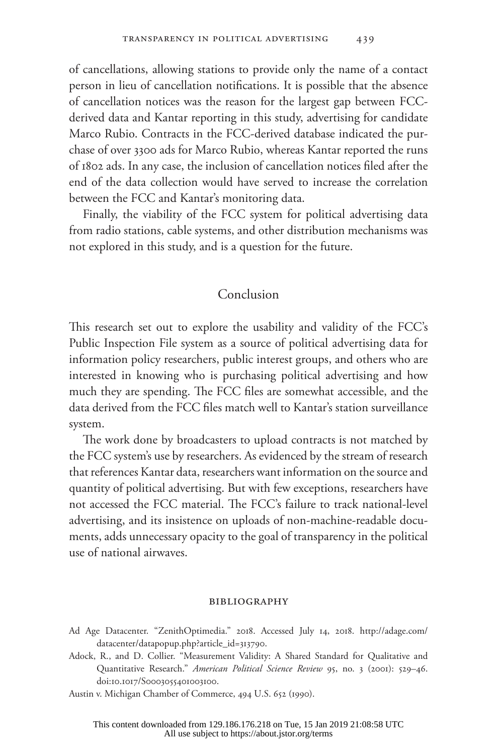of cancellations, allowing stations to provide only the name of a contact person in lieu of cancellation notifications. It is possible that the absence of cancellation notices was the reason for the largest gap between FCC-derived data and Kantar reporting in this study, advertising for candidate Marco Rubio. Contracts in the FCC-derived database indicated the purchase of over 3300 ads for Marco Rubio, whereas Kantar reported the runs of 1802 ads. In any case, the inclusion of cancellation notices filed after the end of the data collection would have served to increase the correlation between the FCC and Kantar's monitoring data.

Finally, the viability of the FCC system for political advertising data from radio stations, cable systems, and other distribution mechanisms was not explored in this study, and is a question for the future.

## Conclusion

This research set out to explore the usability and validity of the FCC's Public Inspection File system as a source of political advertising data for information policy researchers, public interest groups, and others who are interested in knowing who is purchasing political advertising and how much they are spending. The FCC files are somewhat accessible, and the data derived from the FCC files match well to Kantar's station surveillance system.

The work done by broadcasters to upload contracts is not matched by the FCC system's use by researchers. As evidenced by the stream of research that references Kantar data, researchers want information on the source and quantity of political advertising. But with few exceptions, researchers have not accessed the FCC material. The FCC's failure to track national-level advertising, and its insistence on uploads of non-machine-readable documents, adds unnecessary opacity to the goal of transparency in the political use of national airwaves.

### Bibliography

Ad Age Datacenter. "ZenithOptimedia." 2018. Accessed July 14, 2018. http://adage.com/datacenter/datapopup.php?article_id=313790.

Adock, R., and D. Collier. "Measurement Validity: A Shared Standard for Qualitative and Quantitative Research." *American Political Science Review* 95, no. 3 (2001): 529–46. doi:10.1017/S0003055401003100.

Austin v. Michigan Chamber of Commerce, 494 U.S. 652 (1990).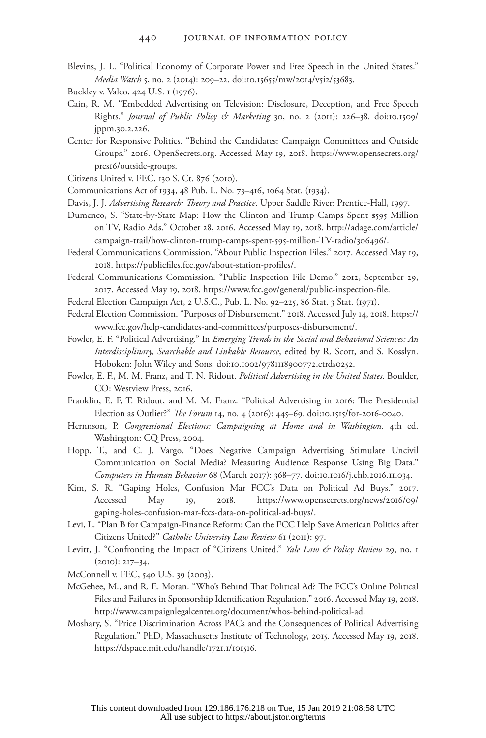Blevins, J. L. "Political Economy of Corporate Power and Free Speech in the United States." *Media Watch* 5, no. 2 (2014): 209–22. doi:10.15655/mw/2014/v5i2/53683.

Buckley v. Valeo, 424 U.S. 1 (1976).

Cain, R. M. "Embedded Advertising on Television: Disclosure, Deception, and Free Speech Rights." *Journal of Public Policy & Marketing* 30, no. 2 (2011): 226–38. doi:10.1509/jppm.30.2.226.

Center for Responsive Politics. "Behind the Candidates: Campaign Committees and Outside Groups." 2016. OpenSecrets.org. Accessed May 19, 2018. https://www.opensecrets.org/pres16/outside-groups.

Citizens United v. FEC, 130 S. Ct. 876 (2010).

Communications Act of 1934, 48 Pub. L. No. 73–416, 1064 Stat. (1934).

Davis, J. J. *Advertising Research: Theory and Practice*. Upper Saddle River: Prentice-Hall, 1997.

Dumenco, S. "State-by-State Map: How the Clinton and Trump Camps Spent $595 Million on TV, Radio Ads." October 28, 2016. Accessed May 19, 2018. http://adage.com/article/campaign-trail/how-clinton-trump-camps-spent-595-million-TV-radio/306496/.

Federal Communications Commission. "About Public Inspection Files." 2017. Accessed May 19, 2018. https://publicfiles.fcc.gov/about-station-profiles/.

Federal Communications Commission. "Public Inspection File Demo." 2012, September 29, 2017. Accessed May 19, 2018. https://www.fcc.gov/general/public-inspection-file.

Federal Election Campaign Act, 2 U.S.C., Pub. L. No. 92–225, 86 Stat. 3 Stat. (1971).

Federal Election Commission. "Purposes of Disbursement." 2018. Accessed July 14, 2018. https://www.fec.gov/help-candidates-and-committees/purposes-disbursement/.

Fowler, E. F. "Political Advertising." In *Emerging Trends in the Social and Behavioral Sciences: An Interdisciplinary, Searchable and Linkable Resource*, edited by R. Scott, and S. Kosslyn. Hoboken: John Wiley and Sons. doi:10.1002/9781118900772.etrds0252.

Fowler, E. F., M. M. Franz, and T. N. Ridout. *Political Advertising in the United States*. Boulder, CO: Westview Press, 2016.

Franklin, E. F, T. Ridout, and M. M. Franz. "Political Advertising in 2016: The Presidential Election as Outlier?" *The Forum* 14, no. 4 (2016): 445–69. doi:10.1515/for-2016-0040.

Hernnson, P. *Congressional Elections: Campaigning at Home and in Washington*. 4th ed. Washington: CQ Press, 2004.

Hopp, T., and C. J. Vargo. "Does Negative Campaign Advertising Stimulate Uncivil Communication on Social Media? Measuring Audience Response Using Big Data." *Computers in Human Behavior* 68 (March 2017): 368–77. doi:10.1016/j.chb.2016.11.034.

Kim, S. R. "Gaping Holes, Confusion Mar FCC's Data on Political Ad Buys." 2017. Accessed May 19, 2018. https://www.opensecrets.org/news/2016/09/gaping-holes-confusion-mar-fccs-data-on-political-ad-buys/.

Levi, L. "Plan B for Campaign-Finance Reform: Can the FCC Help Save American Politics after Citizens United?" *Catholic University Law Review* 61 (2011): 97.

Levitt, J. "Confronting the Impact of "Citizens United." *Yale Law & Policy Review* 29, no. 1 (2010): 217–34.

McConnell v. FEC, 540 U.S. 39 (2003).

McGehee, M., and R. E. Moran. "Who's Behind That Political Ad? The FCC's Online Political Files and Failures in Sponsorship Identification Regulation." 2016. Accessed May 19, 2018. http://www.campaignlegalcenter.org/document/whos-behind-political-ad.

Moshary, S. "Price Discrimination Across PACs and the Consequences of Political Advertising Regulation." PhD, Massachusetts Institute of Technology, 2015. Accessed May 19, 2018. https://dspace.mit.edu/handle/1721.1/101516.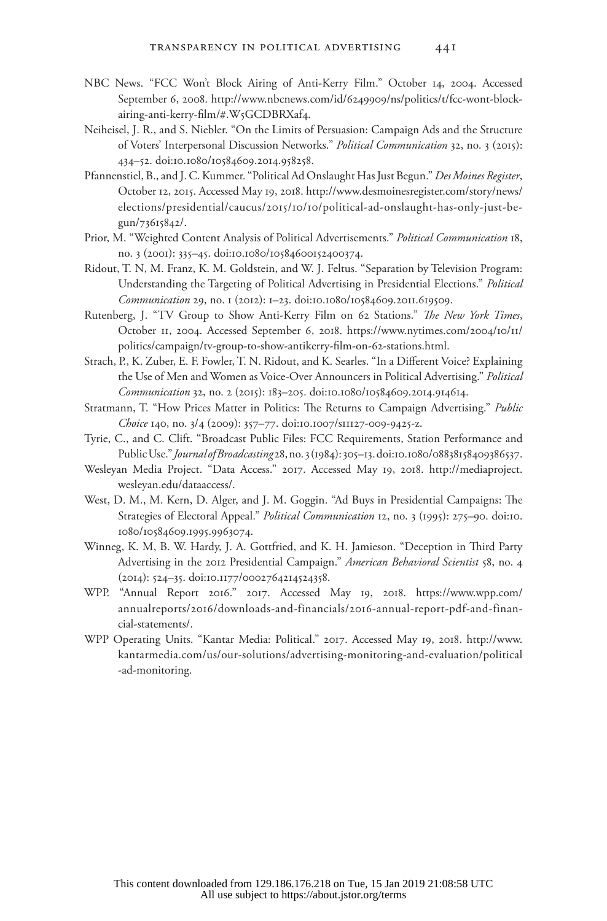NBC News. “FCC Won’t Block Airing of Anti-Kerry Film.” October 14, 2004. Accessed September 6, 2008. http://www.nbcnews.com/id/6249909/ns/politics/t/fcc-wont-block-airing-anti-kerry-film/#.W5GCDBRXaf4.

Neiheisel, J. R., and S. Niebler. “On the Limits of Persuasion: Campaign Ads and the Structure of Voters’ Interpersonal Discussion Networks.” *Political Communication* 32, no. 3 (2015): 434–52. doi:10.1080/10584609.2014.958258.

Pfannenstiel, B., and J. C. Kummer. “Political Ad Onslaught Has Just Begun.” *Des Moines Register*, October 12, 2015. Accessed May 19, 2018. http://www.desmoinesregister.com/story/news/elections/presidential/caucus/2015/10/10/political-ad-onslaught-has-only-just-begun/73615842/.

Prior, M. “Weighted Content Analysis of Political Advertisements.” *Political Communication* 18, no. 3 (2001): 335–45. doi:10.1080/10584600152400374.

Ridout, T. N, M. Franz, K. M. Goldstein, and W. J. Feltus. “Separation by Television Program: Understanding the Targeting of Political Advertising in Presidential Elections.” *Political Communication* 29, no. 1 (2012): 1–23. doi:10.1080/10584609.2011.619509.

Rutenberg, J. “TV Group to Show Anti-Kerry Film on 62 Stations.” *The New York Times*, October 11, 2004. Accessed September 6, 2018. https://www.nytimes.com/2004/10/11/politics/campaign/tv-group-to-show-antikerry-film-on-62-stations.html.

Strach, P., K. Zuber, E. F. Fowler, T. N. Ridout, and K. Searles. “In a Different Voice? Explaining the Use of Men and Women as Voice-Over Announcers in Political Advertising.” *Political Communication* 32, no. 2 (2015): 183–205. doi:10.1080/10584609.2014.914614.

Stratmann, T. “How Prices Matter in Politics: The Returns to Campaign Advertising.” *Public Choice* 140, no. 3/4 (2009): 357–77. doi:10.1007/s11127-009-9425-z.

Tyrie, C., and C. Clift. “Broadcast Public Files: FCC Requirements, Station Performance and Public Use.” *Journal of Broadcasting* 28, no. 3 (1984): 305–13. doi:10.1080/08838158409386537.

Wesleyan Media Project. “Data Access.” 2017. Accessed May 19, 2018. http://mediaproject.wesleyan.edu/dataaccess/.

West, D. M., M. Kern, D. Alger, and J. M. Goggin. “Ad Buys in Presidential Campaigns: The Strategies of Electoral Appeal.” *Political Communication* 12, no. 3 (1995): 275–90. doi:10.1080/10584609.1995.9963074.

Winneg, K. M, B. W. Hardy, J. A. Gottfried, and K. H. Jamieson. “Deception in Third Party Advertising in the 2012 Presidential Campaign.” *American Behavioral Scientist* 58, no. 4 (2014): 524–35. doi:10.1177/0002764214524358.

WPP. “Annual Report 2016.” 2017. Accessed May 19, 2018. https://www.wpp.com/annualreports/2016/downloads-and-financials/2016-annual-report-pdf-and-financial-statements/.

WPP Operating Units. “Kantar Media: Political.” 2017. Accessed May 19, 2018. http://www.kantarmedia.com/us/our-solutions/advertising-monitoring-and-evaluation/political-ad-monitoring.